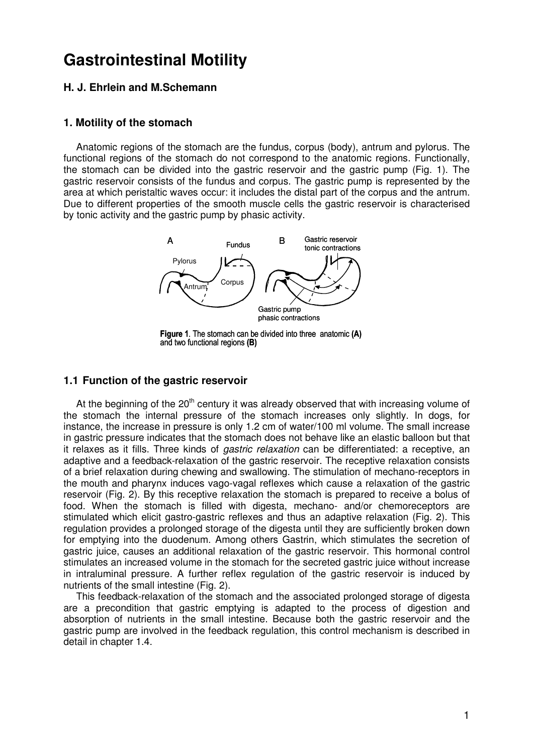# Gastrointestinal Motility

**H. J. Ehrlein and M.Schemann**

## 1. Motility of the stomach

Anatomic regions of the stomach are the fundus, corpus (body), antrum and pylorus. The functional regions of the stomach do not correspond to the anatomic regions. Functionally, the stomach can be divided into the gastric reservoir and the gastric pump (Fig. 1). The gastric reservoir consists of the fundus and corpus. The gastric pump is represented by the area at which peristaltic waves occur: it includes the distal part of the corpus and the antrum. Due to different properties of the smooth muscle cells the gastric reservoir is characterised by tonic activity and the gastric pump by phasic activity.

**Figure 1**. The stomach can be divided into three anatomic **(A)** and two functional regions **(B)**

### 1.1 Function of the gastric reservoir

At the beginning of the 20th century it was already observed that with increasing volume of the stomach the internal pressure of the stomach increases only slightly. In dogs, for instance, the increase in pressure is only 1.2 cm of water/100 ml volume. The small increase in gastric pressure indicates that the stomach does not behave like an elastic balloon but that it relaxes as it fills. Three kinds of *gastric relaxation* can be differentiated: a receptive, an adaptive and a feedback-relaxation of the gastric reservoir. The receptive relaxation consists of a brief relaxation during chewing and swallowing. The stimulation of mechano-receptors in the mouth and pharynx induces vago-vagal reflexes which cause a relaxation of the gastric reservoir (Fig. 2). By this receptive relaxation the stomach is prepared to receive a bolus of food. When the stomach is filled with digesta, mechano- and/or chemoreceptors are stimulated which elicit gastro-gastric reflexes and thus an adaptive relaxation (Fig. 2). This regulation provides a prolonged storage of the digesta until they are sufficiently broken down for emptying into the duodenum. Among others Gastrin, which stimulates the secretion of gastric juice, causes an additional relaxation of the gastric reservoir. This hormonal control stimulates an increased volume in the stomach for the secreted gastric juice without increase in intraluminal pressure. A further reflex regulation of the gastric reservoir is induced by nutrients of the small intestine (Fig. 2).

This feedback-relaxation of the stomach and the associated prolonged storage of digesta are a precondition that gastric emptying is adapted to the process of digestion and absorption of nutrients in the small intestine. Because both the gastric reservoir and the gastric pump are involved in the feedback regulation, this control mechanism is described in detail in chapter 1.4.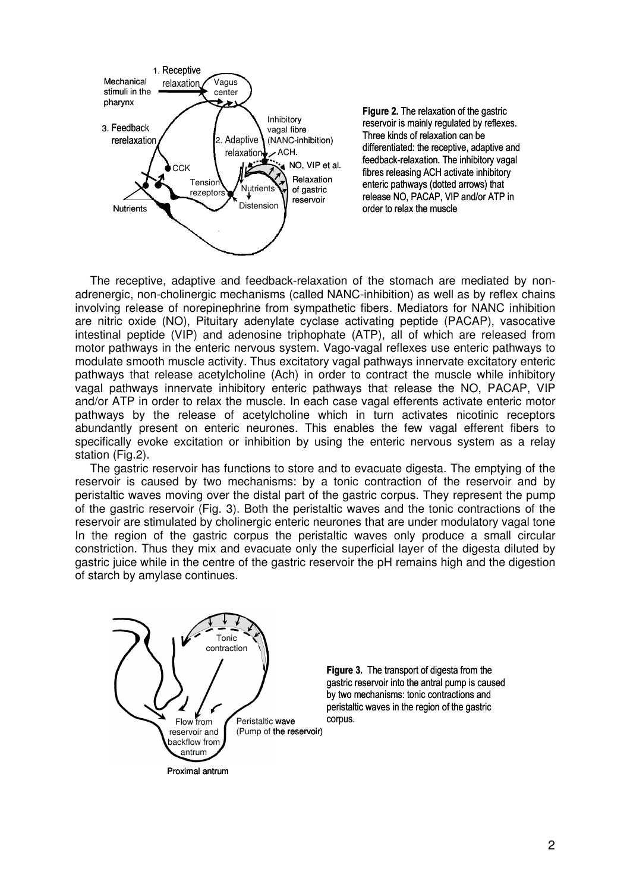**Figure 2.** The relaxation of the gastric reservoir is mainly regulated by reflexes. Three kinds of relaxation can be differentiated: the receptive, adaptive and feedback-relaxation. The inhibitory vagal fibres releasing ACH activate inhibitory enteric pathways (dotted arrows) that release NO, PACAP, VIP and/or ATP in order to relax the muscle

The receptive, adaptive and feedback-relaxation of the stomach are mediated by non-adrenergic, non-cholinergic mechanisms (called NANC-inhibition) as well as by reflex chains involving release of norepinephrine from sympathetic fibers. Mediators for NANC inhibition are nitric oxide (NO), Pituitary adenylate cyclase activating peptide (PACAP), vasocative intestinal peptide (VIP) and adenosine triphophate (ATP), all of which are released from motor pathways in the enteric nervous system. Vago-vagal reflexes use enteric pathways to modulate smooth muscle activity. Thus excitatory vagal pathways innervate excitatory enteric pathways that release acetylcholine (Ach) in order to contract the muscle while inhibitory vagal pathways innervate inhibitory enteric pathways that release the NO, PACAP, VIP and/or ATP in order to relax the muscle. In each case vagal efferents activate enteric motor pathways by the release of acetylcholine which in turn activates nicotinic receptors abundantly present on enteric neurones. This enables the few vagal efferent fibers to specifically evoke excitation or inhibition by using the enteric nervous system as a relay station (Fig.2).

The gastric reservoir has functions to store and to evacuate digesta. The emptying of the reservoir is caused by two mechanisms: by a tonic contraction of the reservoir and by peristaltic waves moving over the distal part of the gastric corpus. They represent the pump of the gastric reservoir (Fig. 3). Both the peristaltic waves and the tonic contractions of the reservoir are stimulated by cholinergic enteric neurones that are under modulatory vagal tone In the region of the gastric corpus the peristaltic waves only produce a small circular constriction. Thus they mix and evacuate only the superficial layer of the digesta diluted by gastric juice while in the centre of the gastric reservoir the pH remains high and the digestion of starch by amylase continues.

**Figure 3.** The transport of digesta from the gastric reservoir into the antral pump is caused by two mechanisms: tonic contractions and peristaltic waves in the region of the gastric corpus.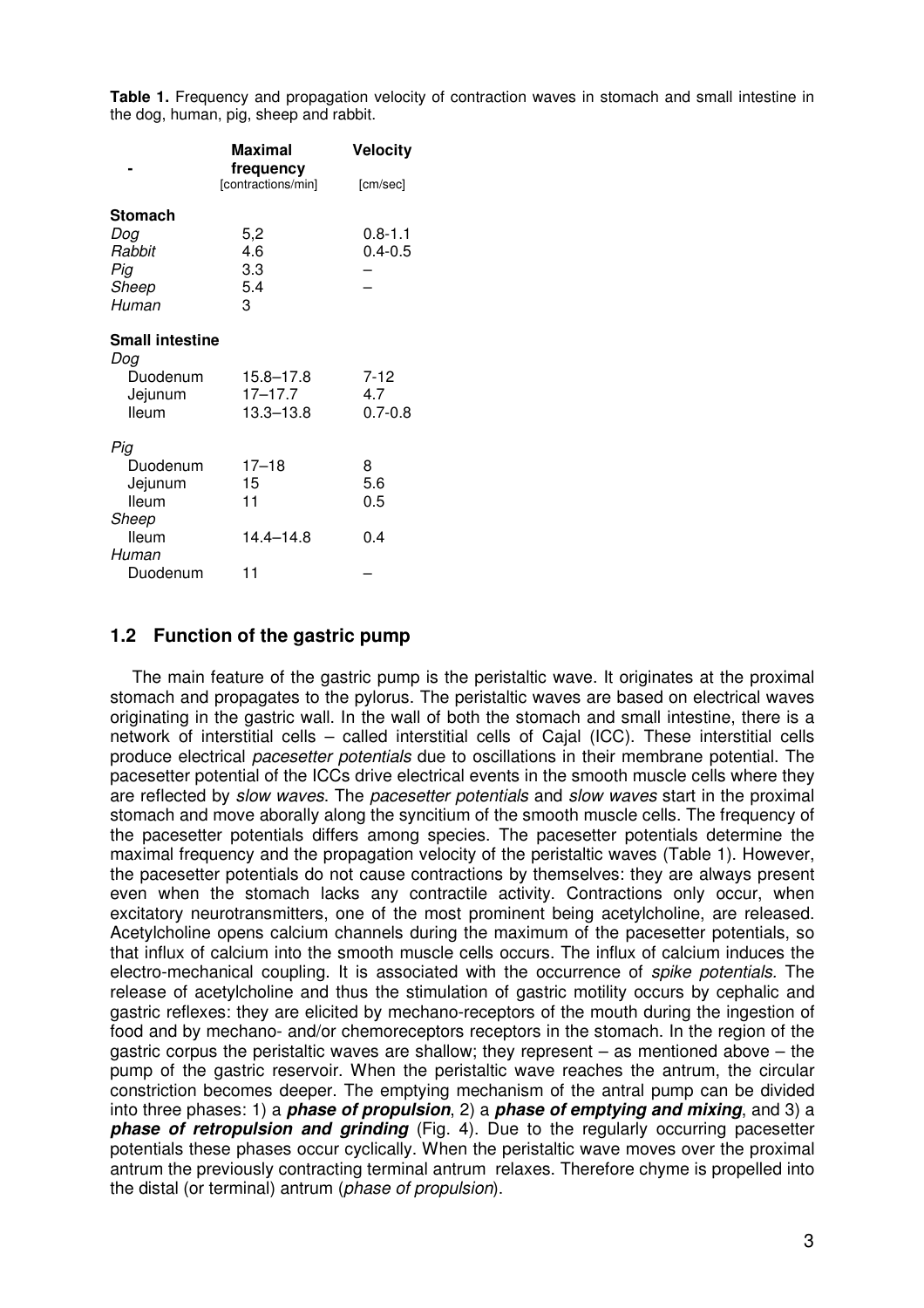**Table 1.** Frequency and propagation velocity of contraction waves in stomach and small intestine in the dog, human, pig, sheep and rabbit.

| - | Maximal frequency [contractions/min] | Velocity [cm/sec] |
|---|---|---|
| **Stomach** | | |
| *Dog* | 5,2 | 0.8-1.1 |
| *Rabbit* | 4.6 | 0.4-0.5 |
| *Pig* | 3.3 | – |
| *Sheep* | 5.4 | – |
| *Human* | 3 | |
| **Small intestine** | | |
| *Dog* | | |
| Duodenum | 15.8–17.8 | 7-12 |
| Jejunum | 17–17.7 | 4.7 |
| Ileum | 13.3–13.8 | 0.7-0.8 |
| *Pig* | | |
| Duodenum | 17–18 | 8 |
| Jejunum | 15 | 5.6 |
| Ileum | 11 | 0.5 |
| *Sheep* | | |
| Ileum | 14.4–14.8 | 0.4 |
| *Human* | | |
| Duodenum | 11 | – |

## 1.2 Function of the gastric pump

The main feature of the gastric pump is the peristaltic wave. It originates at the proximal stomach and propagates to the pylorus. The peristaltic waves are based on electrical waves originating in the gastric wall. In the wall of both the stomach and small intestine, there is a network of interstitial cells – called interstitial cells of Cajal (ICC). These interstitial cells produce electrical *pacesetter potentials* due to oscillations in their membrane potential. The pacesetter potential of the ICCs drive electrical events in the smooth muscle cells where they are reflected by *slow waves*. The *pacesetter potentials* and *slow waves* start in the proximal stomach and move aborally along the syncitium of the smooth muscle cells. The frequency of the pacesetter potentials differs among species. The pacesetter potentials determine the maximal frequency and the propagation velocity of the peristaltic waves (Table 1). However, the pacesetter potentials do not cause contractions by themselves: they are always present even when the stomach lacks any contractile activity. Contractions only occur, when excitatory neurotransmitters, one of the most prominent being acetylcholine, are released. Acetylcholine opens calcium channels during the maximum of the pacesetter potentials, so that influx of calcium into the smooth muscle cells occurs. The influx of calcium induces the electro-mechanical coupling. It is associated with the occurrence of *spike potentials.* The release of acetylcholine and thus the stimulation of gastric motility occurs by cephalic and gastric reflexes: they are elicited by mechano-receptors of the mouth during the ingestion of food and by mechano- and/or chemoreceptors receptors in the stomach. In the region of the gastric corpus the peristaltic waves are shallow; they represent – as mentioned above – the pump of the gastric reservoir. When the peristaltic wave reaches the antrum, the circular constriction becomes deeper. The emptying mechanism of the antral pump can be divided into three phases: 1) a ***phase of propulsion***, 2) a ***phase of emptying and mixing***, and 3) a ***phase of retropulsion and grinding*** (Fig. 4). Due to the regularly occurring pacesetter potentials these phases occur cyclically. When the peristaltic wave moves over the proximal antrum the previously contracting terminal antrum relaxes. Therefore chyme is propelled into the distal (or terminal) antrum (*phase of propulsion*).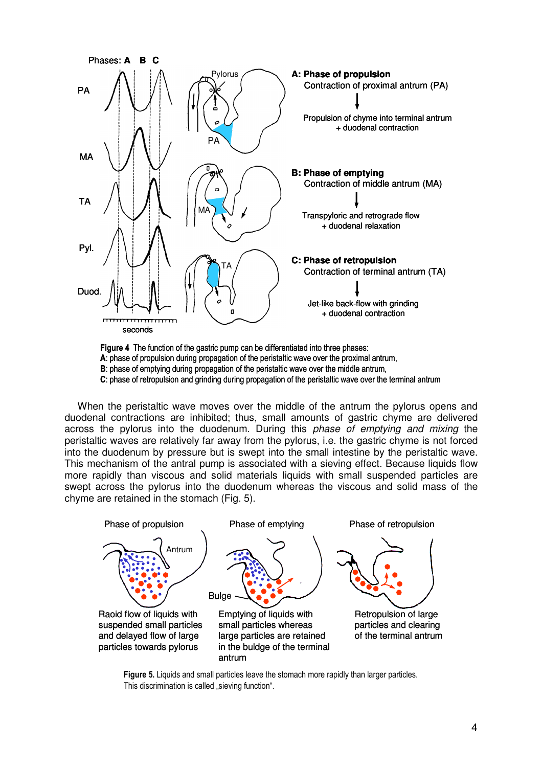Phases: **A B C**

PA

MA

TA

Pyl.

Duod.

seconds

Pylorus

PA

MA

TA

**A: Phase of propulsion**
Contraction of proximal antrum (PA)

Propulsion of chyme into terminal antrum
+ duodenal contraction

**B: Phase of emptying**
Contraction of middle antrum (MA)

Transpyloric and retrograde flow
+ duodenal relaxation

**C: Phase of retropulsion**
Contraction of terminal antrum (TA)

Jet-like back-flow with grinding
+ duodenal contraction

**Figure 4** The function of the gastric pump can be differentiated into three phases:
**A**: phase of propulsion during propagation of the peristaltic wave over the proximal antrum,
**B**: phase of emptying during propagation of the peristaltic wave over the middle antrum,
**C**: phase of retropulsion and grinding during propagation of the peristaltic wave over the terminal antrum

When the peristaltic wave moves over the middle of the antrum the pylorus opens and duodenal contractions are inhibited; thus, small amounts of gastric chyme are delivered across the pylorus into the duodenum. During this *phase of emptying and mixing* the peristaltic waves are relatively far away from the pylorus, i.e. the gastric chyme is not forced into the duodenum by pressure but is swept into the small intestine by the peristaltic wave. This mechanism of the antral pump is associated with a sieving effect. Because liquids flow more rapidly than viscous and solid materials liquids with small suspended particles are swept across the pylorus into the duodenum whereas the viscous and solid mass of the chyme are retained in the stomach (Fig. 5).

Phase of propulsion | Phase of emptying | Phase of retropulsion

Antrum

Bulge

Raoid flow of liquids with suspended small particles and delayed flow of large particles towards pylorus

Emptying of liquids with small particles whereas large particles are retained in the buldge of the terminal antrum

Retropulsion of large particles and clearing of the terminal antrum

**Figure 5.** Liquids and small particles leave the stomach more rapidly than larger particles. This discrimination is called „sieving function".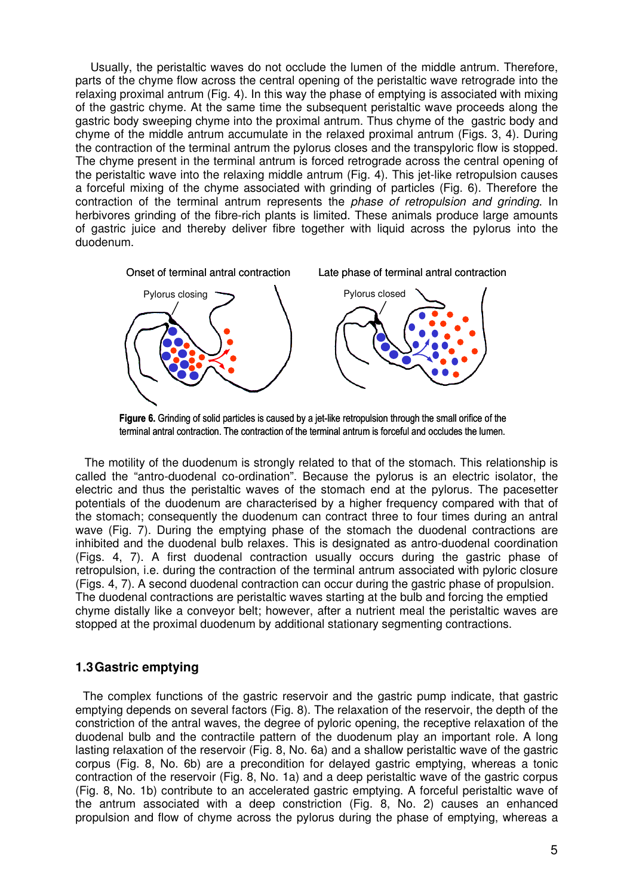Usually, the peristaltic waves do not occlude the lumen of the middle antrum. Therefore, parts of the chyme flow across the central opening of the peristaltic wave retrograde into the relaxing proximal antrum (Fig. 4). In this way the phase of emptying is associated with mixing of the gastric chyme. At the same time the subsequent peristaltic wave proceeds along the gastric body sweeping chyme into the proximal antrum. Thus chyme of the gastric body and chyme of the middle antrum accumulate in the relaxed proximal antrum (Figs. 3, 4). During the contraction of the terminal antrum the pylorus closes and the transpyloric flow is stopped. The chyme present in the terminal antrum is forced retrograde across the central opening of the peristaltic wave into the relaxing middle antrum (Fig. 4). This jet-like retropulsion causes a forceful mixing of the chyme associated with grinding of particles (Fig. 6). Therefore the contraction of the terminal antrum represents the *phase of retropulsion and grinding.* In herbivores grinding of the fibre-rich plants is limited. These animals produce large amounts of gastric juice and thereby deliver fibre together with liquid across the pylorus into the duodenum.

Onset of terminal antral contraction — Pylorus closing

Late phase of terminal antral contraction — Pylorus closed

**Figure 6.** Grinding of solid particles is caused by a jet-like retropulsion through the small orifice of the terminal antral contraction. The contraction of the terminal antrum is forceful and occludes the lumen.

The motility of the duodenum is strongly related to that of the stomach. This relationship is called the "antro-duodenal co-ordination". Because the pylorus is an electric isolator, the electric and thus the peristaltic waves of the stomach end at the pylorus. The pacesetter potentials of the duodenum are characterised by a higher frequency compared with that of the stomach; consequently the duodenum can contract three to four times during an antral wave (Fig. 7). During the emptying phase of the stomach the duodenal contractions are inhibited and the duodenal bulb relaxes. This is designated as antro-duodenal coordination (Figs. 4, 7). A first duodenal contraction usually occurs during the gastric phase of retropulsion, i.e. during the contraction of the terminal antrum associated with pyloric closure (Figs. 4, 7). A second duodenal contraction can occur during the gastric phase of propulsion. The duodenal contractions are peristaltic waves starting at the bulb and forcing the emptied chyme distally like a conveyor belt; however, after a nutrient meal the peristaltic waves are stopped at the proximal duodenum by additional stationary segmenting contractions.

## 1.3 Gastric emptying

The complex functions of the gastric reservoir and the gastric pump indicate, that gastric emptying depends on several factors (Fig. 8). The relaxation of the reservoir, the depth of the constriction of the antral waves, the degree of pyloric opening, the receptive relaxation of the duodenal bulb and the contractile pattern of the duodenum play an important role. A long lasting relaxation of the reservoir (Fig. 8, No. 6a) and a shallow peristaltic wave of the gastric corpus (Fig. 8, No. 6b) are a precondition for delayed gastric emptying, whereas a tonic contraction of the reservoir (Fig. 8, No. 1a) and a deep peristaltic wave of the gastric corpus (Fig. 8, No. 1b) contribute to an accelerated gastric emptying. A forceful peristaltic wave of the antrum associated with a deep constriction (Fig. 8, No. 2) causes an enhanced propulsion and flow of chyme across the pylorus during the phase of emptying, whereas a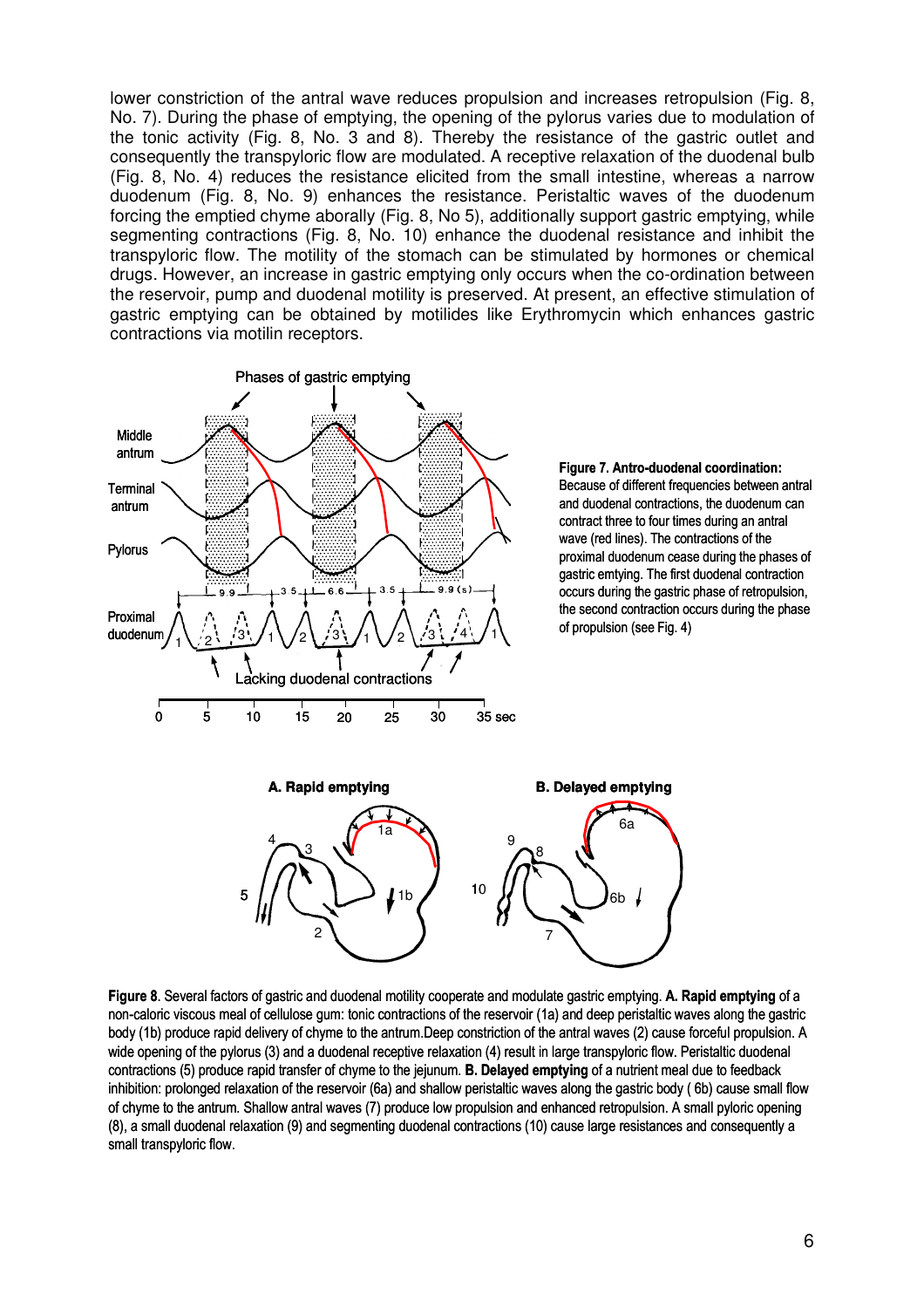lower constriction of the antral wave reduces propulsion and increases retropulsion (Fig. 8, No. 7). During the phase of emptying, the opening of the pylorus varies due to modulation of the tonic activity (Fig. 8, No. 3 and 8). Thereby the resistance of the gastric outlet and consequently the transpyloric flow are modulated. A receptive relaxation of the duodenal bulb (Fig. 8, No. 4) reduces the resistance elicited from the small intestine, whereas a narrow duodenum (Fig. 8, No. 9) enhances the resistance. Peristaltic waves of the duodenum forcing the emptied chyme aborally (Fig. 8, No 5), additionally support gastric emptying, while segmenting contractions (Fig. 8, No. 10) enhance the duodenal resistance and inhibit the transpyloric flow. The motility of the stomach can be stimulated by hormones or chemical drugs. However, an increase in gastric emptying only occurs when the co-ordination between the reservoir, pump and duodenal motility is preserved. At present, an effective stimulation of gastric emptying can be obtained by motilides like Erythromycin which enhances gastric contractions via motilin receptors.

**Figure 7. Antro-duodenal coordination:** Because of different frequencies between antral and duodenal contractions, the duodenum can contract three to four times during an antral wave (red lines). The contractions of the proximal duodenum cease during the phases of gastric emtying. The first duodenal contraction occurs during the gastric phase of retropulsion, the second contraction occurs during the phase of propulsion (see Fig. 4)

**Figure 8**. Several factors of gastric and duodenal motility cooperate and modulate gastric emptying. **A. Rapid emptying** of a non-caloric viscous meal of cellulose gum: tonic contractions of the reservoir (1a) and deep peristaltic waves along the gastric body (1b) produce rapid delivery of chyme to the antrum.Deep constriction of the antral waves (2) cause forceful propulsion. A wide opening of the pylorus (3) and a duodenal receptive relaxation (4) result in large transpyloric flow. Peristaltic duodenal contractions (5) produce rapid transfer of chyme to the jejunum. **B. Delayed emptying** of a nutrient meal due to feedback inhibition: prolonged relaxation of the reservoir (6a) and shallow peristaltic waves along the gastric body ( 6b) cause small flow of chyme to the antrum. Shallow antral waves (7) produce low propulsion and enhanced retropulsion. A small pyloric opening (8), a small duodenal relaxation (9) and segmenting duodenal contractions (10) cause large resistances and consequently a small transpyloric flow.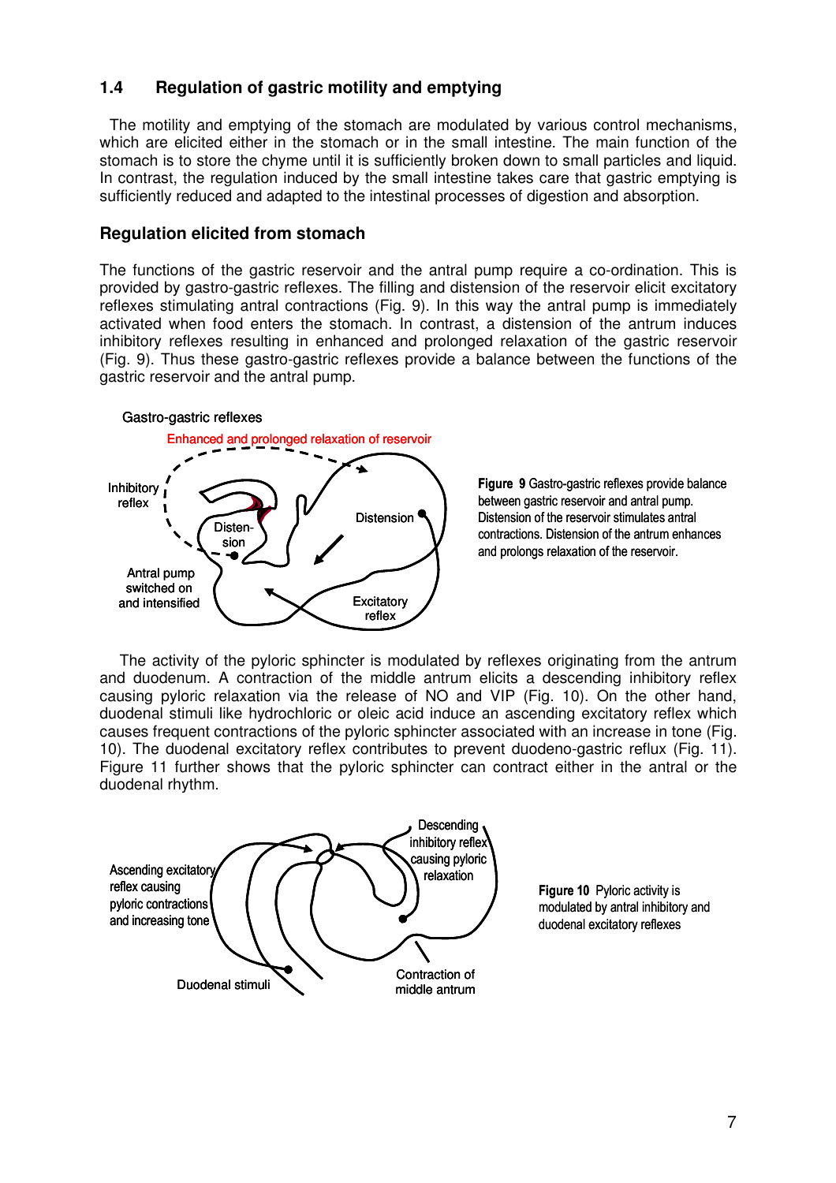## 1.4 Regulation of gastric motility and emptying

The motility and emptying of the stomach are modulated by various control mechanisms, which are elicited either in the stomach or in the small intestine. The main function of the stomach is to store the chyme until it is sufficiently broken down to small particles and liquid. In contrast, the regulation induced by the small intestine takes care that gastric emptying is sufficiently reduced and adapted to the intestinal processes of digestion and absorption.

### Regulation elicited from stomach

The functions of the gastric reservoir and the antral pump require a co-ordination. This is provided by gastro-gastric reflexes. The filling and distension of the reservoir elicit excitatory reflexes stimulating antral contractions (Fig. 9). In this way the antral pump is immediately activated when food enters the stomach. In contrast, a distension of the antrum induces inhibitory reflexes resulting in enhanced and prolonged relaxation of the gastric reservoir (Fig. 9). Thus these gastro-gastric reflexes provide a balance between the functions of the gastric reservoir and the antral pump.

Gastro-gastric reflexes

Enhanced and prolonged relaxation of reservoir

Inhibitory reflex

Disten-sion

Distension

Antral pump switched on and intensified

Excitatory reflex

**Figure 9** Gastro-gastric reflexes provide balance between gastric reservoir and antral pump. Distension of the reservoir stimulates antral contractions. Distension of the antrum enhances and prolongs relaxation of the reservoir.

The activity of the pyloric sphincter is modulated by reflexes originating from the antrum and duodenum. A contraction of the middle antrum elicits a descending inhibitory reflex causing pyloric relaxation via the release of NO and VIP (Fig. 10). On the other hand, duodenal stimuli like hydrochloric or oleic acid induce an ascending excitatory reflex which causes frequent contractions of the pyloric sphincter associated with an increase in tone (Fig. 10). The duodenal excitatory reflex contributes to prevent duodeno-gastric reflux (Fig. 11). Figure 11 further shows that the pyloric sphincter can contract either in the antral or the duodenal rhythm.

Ascending excitatory reflex causing pyloric contractions and increasing tone

Descending inhibitory reflex causing pyloric relaxation

Duodenal stimuli

Contraction of middle antrum

**Figure 10** Pyloric activity is modulated by antral inhibitory and duodenal excitatory reflexes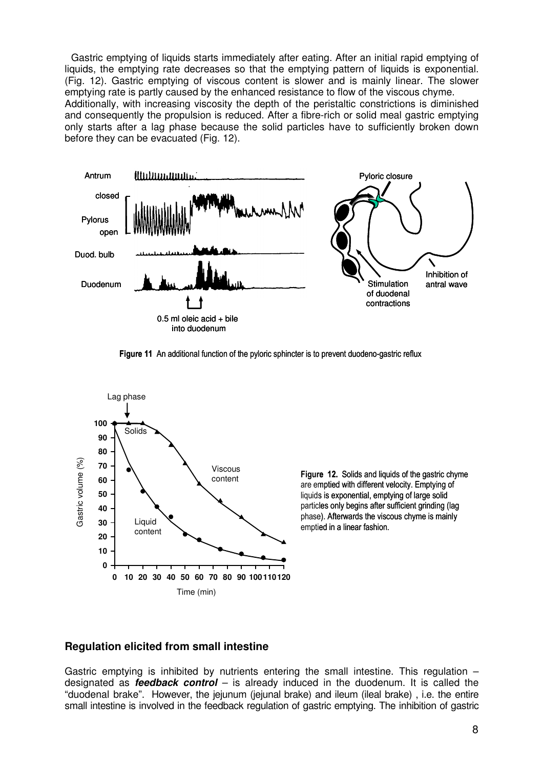Gastric emptying of liquids starts immediately after eating. After an initial rapid emptying of liquids, the emptying rate decreases so that the emptying pattern of liquids is exponential. (Fig. 12). Gastric emptying of viscous content is slower and is mainly linear. The slower emptying rate is partly caused by the enhanced resistance to flow of the viscous chyme. Additionally, with increasing viscosity the depth of the peristaltic constrictions is diminished and consequently the propulsion is reduced. After a fibre-rich or solid meal gastric emptying only starts after a lag phase because the solid particles have to sufficiently broken down before they can be evacuated (Fig. 12).

**Figure 11** An additional function of the pyloric sphincter is to prevent duodeno-gastric reflux

**Figure 12.** Solids and liquids of the gastric chyme are emptied with different velocity. Emptying of liquids is exponential, emptying of large solid particles only begins after sufficient grinding (lag phase). Afterwards the viscous chyme is mainly emptied in a linear fashion.

## Regulation elicited from small intestine

Gastric emptying is inhibited by nutrients entering the small intestine. This regulation – designated as ***feedback control*** – is already induced in the duodenum. It is called the "duodenal brake". However, the jejunum (jejunal brake) and ileum (ileal brake) , i.e. the entire small intestine is involved in the feedback regulation of gastric emptying. The inhibition of gastric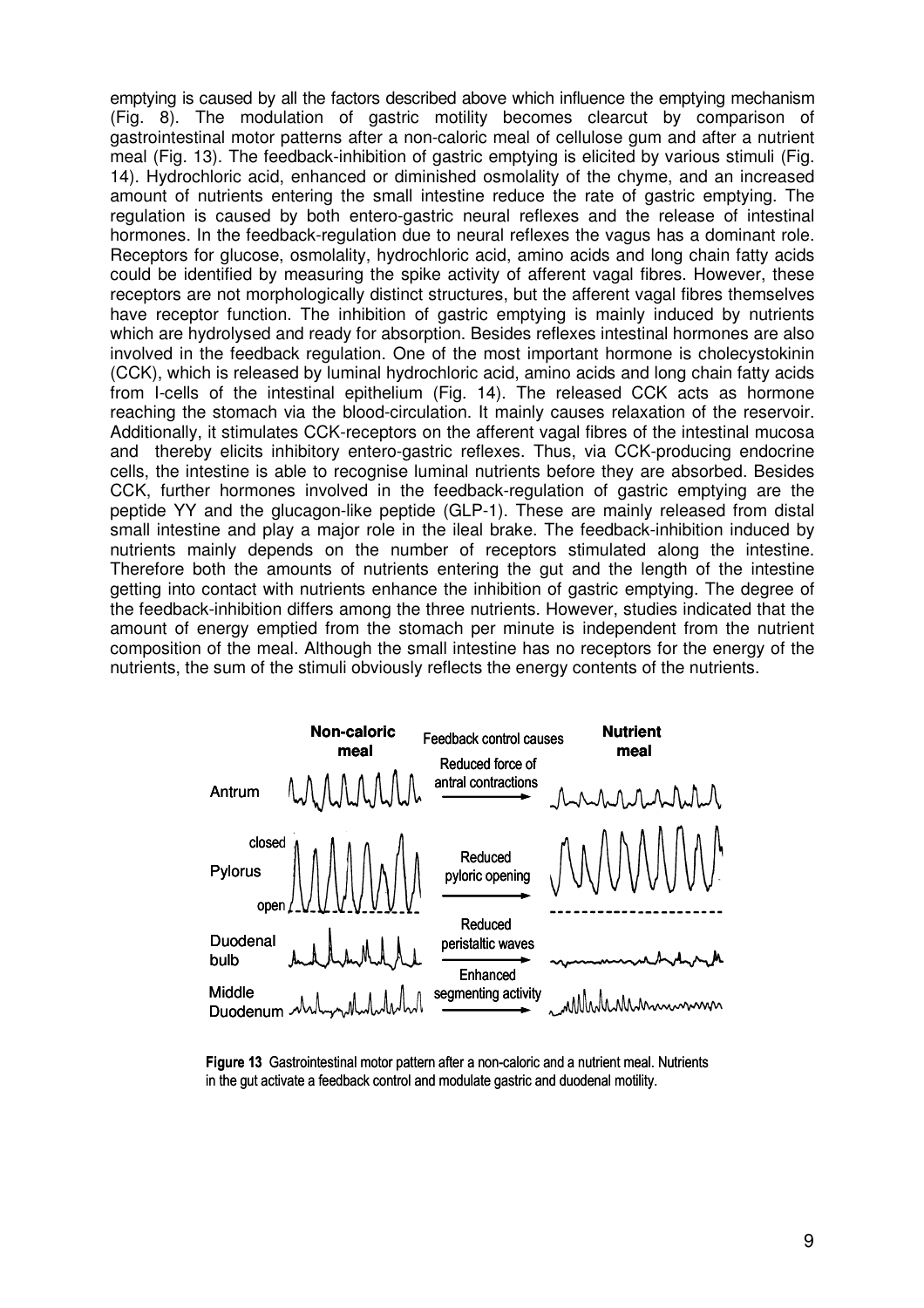emptying is caused by all the factors described above which influence the emptying mechanism (Fig. 8). The modulation of gastric motility becomes clearcut by comparison of gastrointestinal motor patterns after a non-caloric meal of cellulose gum and after a nutrient meal (Fig. 13). The feedback-inhibition of gastric emptying is elicited by various stimuli (Fig. 14). Hydrochloric acid, enhanced or diminished osmolality of the chyme, and an increased amount of nutrients entering the small intestine reduce the rate of gastric emptying. The regulation is caused by both entero-gastric neural reflexes and the release of intestinal hormones. In the feedback-regulation due to neural reflexes the vagus has a dominant role. Receptors for glucose, osmolality, hydrochloric acid, amino acids and long chain fatty acids could be identified by measuring the spike activity of afferent vagal fibres. However, these receptors are not morphologically distinct structures, but the afferent vagal fibres themselves have receptor function. The inhibition of gastric emptying is mainly induced by nutrients which are hydrolysed and ready for absorption. Besides reflexes intestinal hormones are also involved in the feedback regulation. One of the most important hormone is cholecystokinin (CCK), which is released by luminal hydrochloric acid, amino acids and long chain fatty acids from I-cells of the intestinal epithelium (Fig. 14). The released CCK acts as hormone reaching the stomach via the blood-circulation. It mainly causes relaxation of the reservoir. Additionally, it stimulates CCK-receptors on the afferent vagal fibres of the intestinal mucosa and thereby elicits inhibitory entero-gastric reflexes. Thus, via CCK-producing endocrine cells, the intestine is able to recognise luminal nutrients before they are absorbed. Besides CCK, further hormones involved in the feedback-regulation of gastric emptying are the peptide YY and the glucagon-like peptide (GLP-1). These are mainly released from distal small intestine and play a major role in the ileal brake. The feedback-inhibition induced by nutrients mainly depends on the number of receptors stimulated along the intestine. Therefore both the amounts of nutrients entering the gut and the length of the intestine getting into contact with nutrients enhance the inhibition of gastric emptying. The degree of the feedback-inhibition differs among the three nutrients. However, studies indicated that the amount of energy emptied from the stomach per minute is independent from the nutrient composition of the meal. Although the small intestine has no receptors for the energy of the nutrients, the sum of the stimuli obviously reflects the energy contents of the nutrients.

**Figure 13** Gastrointestinal motor pattern after a non-caloric and a nutrient meal. Nutrients in the gut activate a feedback control and modulate gastric and duodenal motility.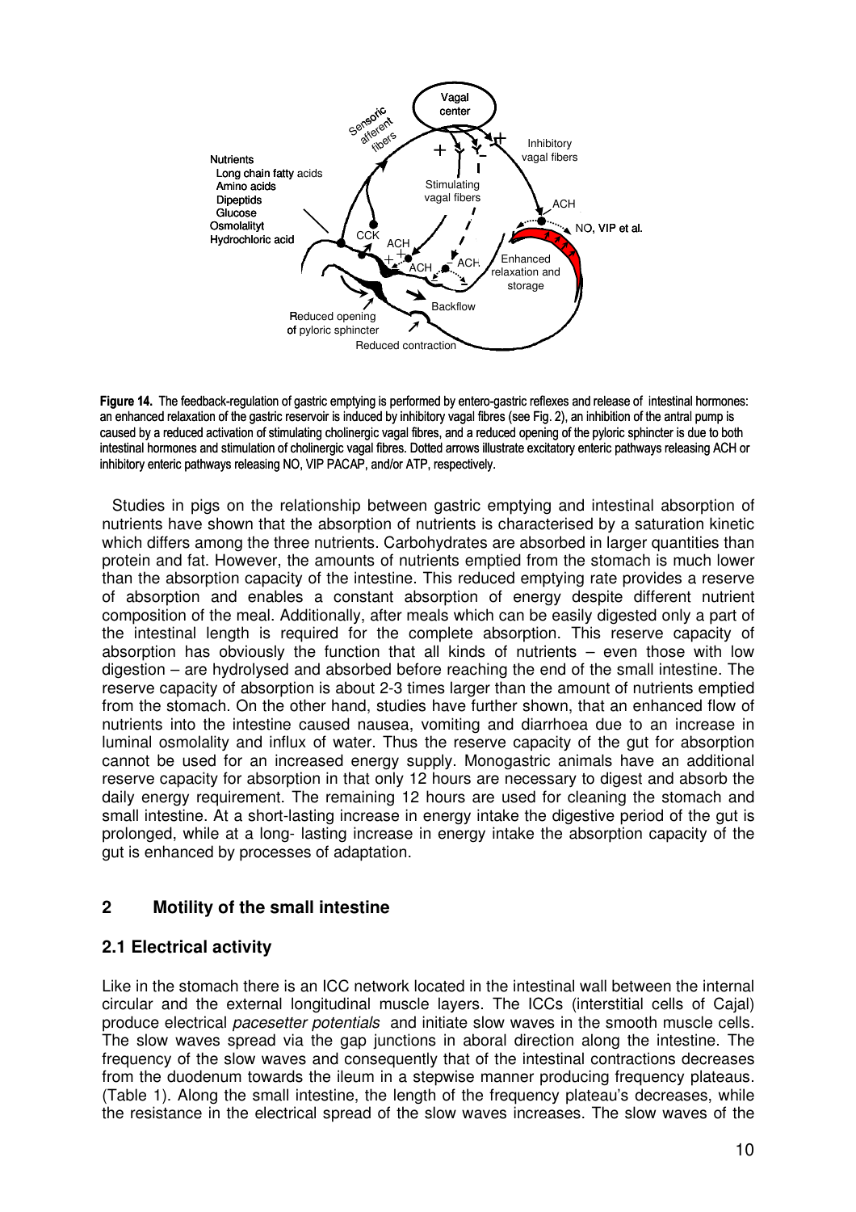**Figure 14.** The feedback-regulation of gastric emptying is performed by entero-gastric reflexes and release of intestinal hormones: an enhanced relaxation of the gastric reservoir is induced by inhibitory vagal fibres (see Fig. 2), an inhibition of the antral pump is caused by a reduced activation of stimulating cholinergic vagal fibres, and a reduced opening of the pyloric sphincter is due to both intestinal hormones and stimulation of cholinergic vagal fibres. Dotted arrows illustrate excitatory enteric pathways releasing ACH or inhibitory enteric pathways releasing NO, VIP PACAP, and/or ATP, respectively.

Studies in pigs on the relationship between gastric emptying and intestinal absorption of nutrients have shown that the absorption of nutrients is characterised by a saturation kinetic which differs among the three nutrients. Carbohydrates are absorbed in larger quantities than protein and fat. However, the amounts of nutrients emptied from the stomach is much lower than the absorption capacity of the intestine. This reduced emptying rate provides a reserve of absorption and enables a constant absorption of energy despite different nutrient composition of the meal. Additionally, after meals which can be easily digested only a part of the intestinal length is required for the complete absorption. This reserve capacity of absorption has obviously the function that all kinds of nutrients – even those with low digestion – are hydrolysed and absorbed before reaching the end of the small intestine. The reserve capacity of absorption is about 2-3 times larger than the amount of nutrients emptied from the stomach. On the other hand, studies have further shown, that an enhanced flow of nutrients into the intestine caused nausea, vomiting and diarrhoea due to an increase in luminal osmolality and influx of water. Thus the reserve capacity of the gut for absorption cannot be used for an increased energy supply. Monogastric animals have an additional reserve capacity for absorption in that only 12 hours are necessary to digest and absorb the daily energy requirement. The remaining 12 hours are used for cleaning the stomach and small intestine. At a short-lasting increase in energy intake the digestive period of the gut is prolonged, while at a long- lasting increase in energy intake the absorption capacity of the gut is enhanced by processes of adaptation.

## 2 Motility of the small intestine

### 2.1 Electrical activity

Like in the stomach there is an ICC network located in the intestinal wall between the internal circular and the external longitudinal muscle layers. The ICCs (interstitial cells of Cajal) produce electrical *pacesetter potentials* and initiate slow waves in the smooth muscle cells. The slow waves spread via the gap junctions in aboral direction along the intestine. The frequency of the slow waves and consequently that of the intestinal contractions decreases from the duodenum towards the ileum in a stepwise manner producing frequency plateaus. (Table 1). Along the small intestine, the length of the frequency plateau's decreases, while the resistance in the electrical spread of the slow waves increases. The slow waves of the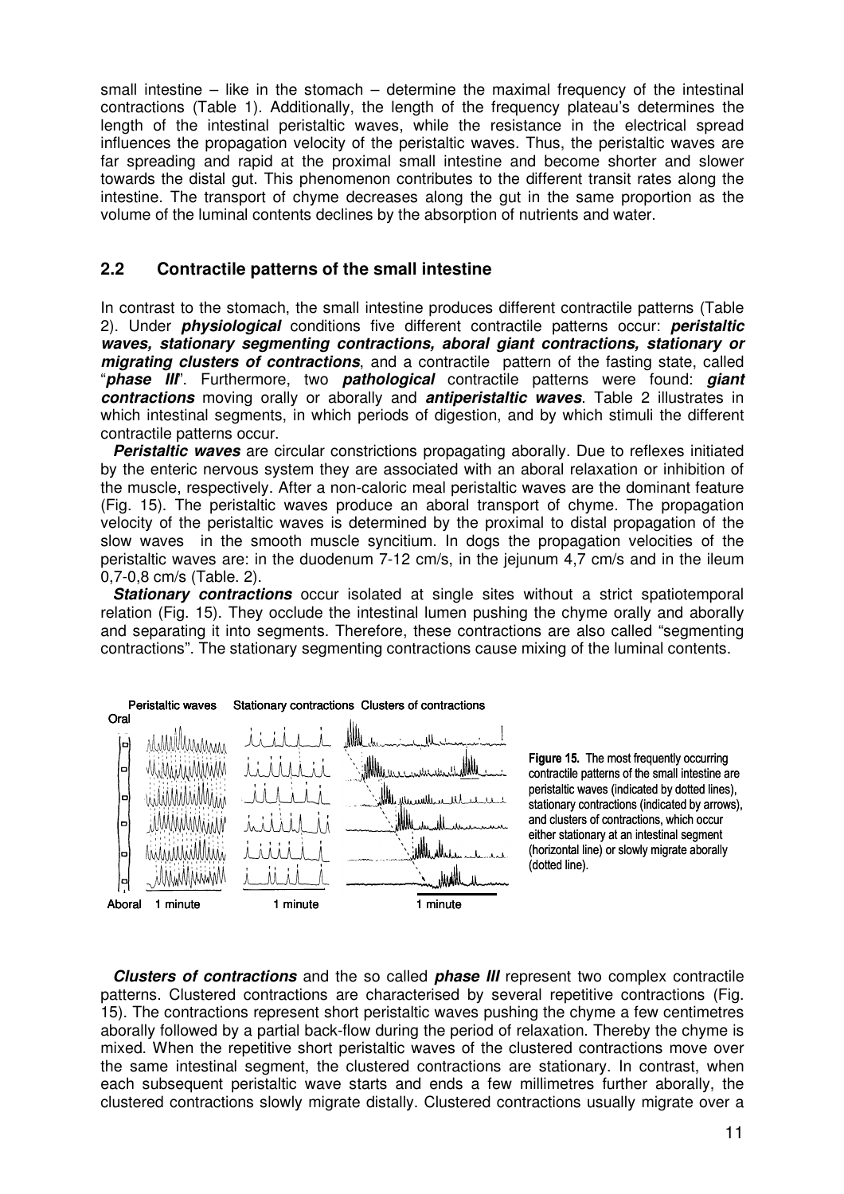small intestine – like in the stomach – determine the maximal frequency of the intestinal contractions (Table 1). Additionally, the length of the frequency plateau's determines the length of the intestinal peristaltic waves, while the resistance in the electrical spread influences the propagation velocity of the peristaltic waves. Thus, the peristaltic waves are far spreading and rapid at the proximal small intestine and become shorter and slower towards the distal gut. This phenomenon contributes to the different transit rates along the intestine. The transport of chyme decreases along the gut in the same proportion as the volume of the luminal contents declines by the absorption of nutrients and water.

## 2.2 Contractile patterns of the small intestine

In contrast to the stomach, the small intestine produces different contractile patterns (Table 2). Under ***physiological*** conditions five different contractile patterns occur: ***peristaltic waves, stationary segmenting contractions, aboral giant contractions, stationary or migrating clusters of contractions***, and a contractile pattern of the fasting state, called "***phase III***". Furthermore, two ***pathological*** contractile patterns were found: ***giant contractions*** moving orally or aborally and ***antiperistaltic waves***. Table 2 illustrates in which intestinal segments, in which periods of digestion, and by which stimuli the different contractile patterns occur.

***Peristaltic waves*** are circular constrictions propagating aborally. Due to reflexes initiated by the enteric nervous system they are associated with an aboral relaxation or inhibition of the muscle, respectively. After a non-caloric meal peristaltic waves are the dominant feature (Fig. 15). The peristaltic waves produce an aboral transport of chyme. The propagation velocity of the peristaltic waves is determined by the proximal to distal propagation of the slow waves in the smooth muscle syncitium. In dogs the propagation velocities of the peristaltic waves are: in the duodenum 7-12 cm/s, in the jejunum 4,7 cm/s and in the ileum 0,7-0,8 cm/s (Table. 2).

***Stationary contractions*** occur isolated at single sites without a strict spatiotemporal relation (Fig. 15). They occlude the intestinal lumen pushing the chyme orally and aborally and separating it into segments. Therefore, these contractions are also called "segmenting contractions". The stationary segmenting contractions cause mixing of the luminal contents.

**Figure 15.** The most frequently occurring contractile patterns of the small intestine are peristaltic waves (indicated by dotted lines), stationary contractions (indicated by arrows), and clusters of contractions, which occur either stationary at an intestinal segment (horizontal line) or slowly migrate aborally (dotted line).

***Clusters of contractions*** and the so called ***phase III*** represent two complex contractile patterns. Clustered contractions are characterised by several repetitive contractions (Fig. 15). The contractions represent short peristaltic waves pushing the chyme a few centimetres aborally followed by a partial back-flow during the period of relaxation. Thereby the chyme is mixed. When the repetitive short peristaltic waves of the clustered contractions move over the same intestinal segment, the clustered contractions are stationary. In contrast, when each subsequent peristaltic wave starts and ends a few millimetres further aborally, the clustered contractions slowly migrate distally. Clustered contractions usually migrate over a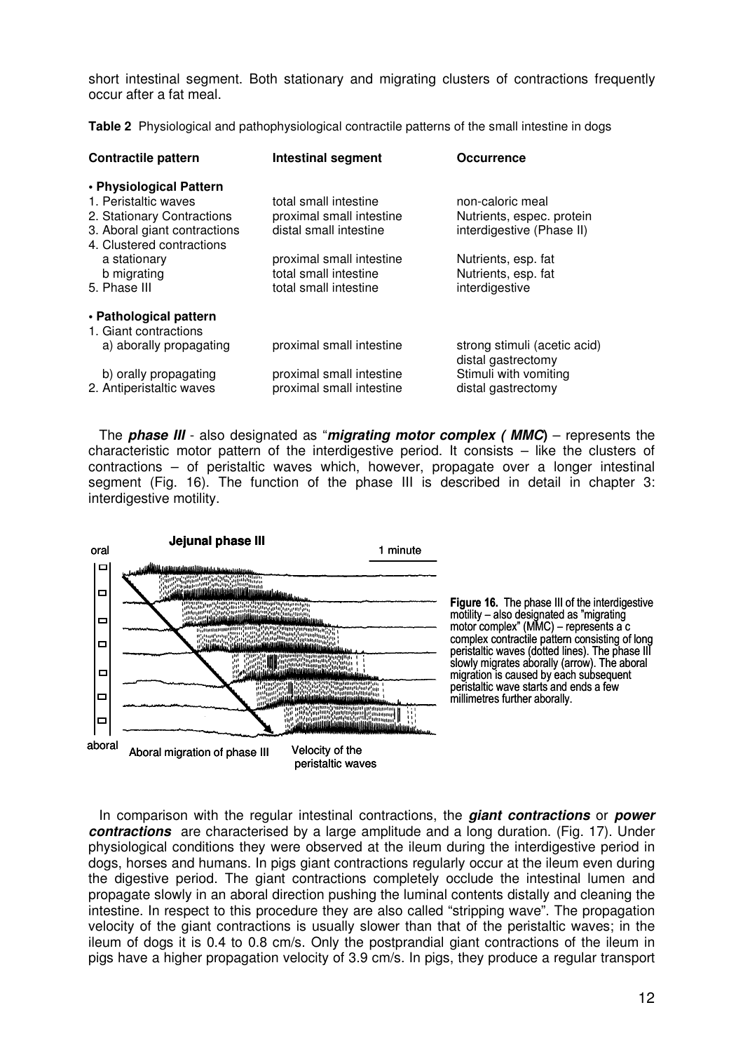short intestinal segment. Both stationary and migrating clusters of contractions frequently occur after a fat meal.

**Table 2** Physiological and pathophysiological contractile patterns of the small intestine in dogs

| Contractile pattern | Intestinal segment | Occurrence |
|---|---|---|
| **• Physiological Pattern** | | |
| 1. Peristaltic waves | total small intestine | non-caloric meal |
| 2. Stationary Contractions | proximal small intestine | Nutrients, espec. protein |
| 3. Aboral giant contractions | distal small intestine | interdigestive (Phase II) |
| 4. Clustered contractions | | |
| a stationary | proximal small intestine | Nutrients, esp. fat |
| b migrating | total small intestine | Nutrients, esp. fat |
| 5. Phase III | total small intestine | interdigestive |
| **• Pathological pattern** | | |
| 1. Giant contractions | | |
| a) aborally propagating | proximal small intestine | strong stimuli (acetic acid) distal gastrectomy |
| b) orally propagating | proximal small intestine | Stimuli with vomiting |
| 2. Antiperistaltic waves | proximal small intestine | distal gastrectomy |

The ***phase III*** - also designated as "***migrating motor complex ( MMC***) – represents the characteristic motor pattern of the interdigestive period. It consists – like the clusters of contractions – of peristaltic waves which, however, propagate over a longer intestinal segment (Fig. 16). The function of the phase III is described in detail in chapter 3: interdigestive motility.

**Figure 16.** The phase III of the interdigestive motility – also designated as "migrating motor complex" (MMC) – represents a c complex contractile pattern consisting of long peristaltic waves (dotted lines). The phase III slowly migrates aborally (arrow). The aboral migration is caused by each subsequent peristaltic wave starts and ends a few millimetres further aborally.

In comparison with the regular intestinal contractions, the ***giant contractions*** or ***power contractions*** are characterised by a large amplitude and a long duration. (Fig. 17). Under physiological conditions they were observed at the ileum during the interdigestive period in dogs, horses and humans. In pigs giant contractions regularly occur at the ileum even during the digestive period. The giant contractions completely occlude the intestinal lumen and propagate slowly in an aboral direction pushing the luminal contents distally and cleaning the intestine. In respect to this procedure they are also called "stripping wave". The propagation velocity of the giant contractions is usually slower than that of the peristaltic waves; in the ileum of dogs it is 0.4 to 0.8 cm/s. Only the postprandial giant contractions of the ileum in pigs have a higher propagation velocity of 3.9 cm/s. In pigs, they produce a regular transport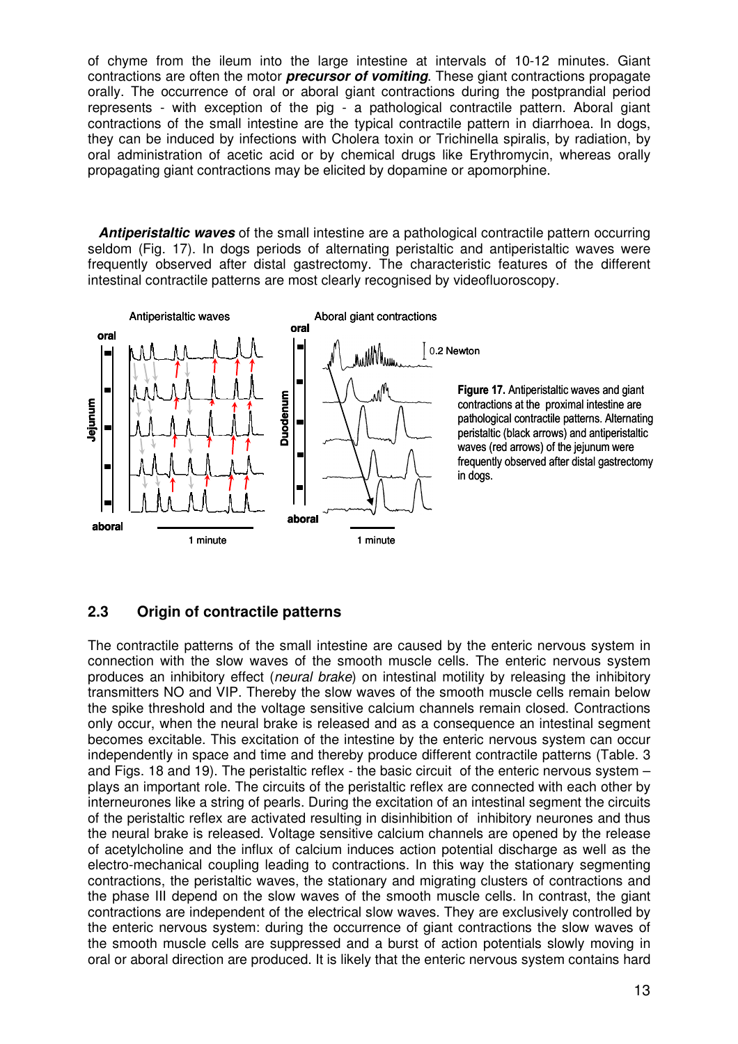of chyme from the ileum into the large intestine at intervals of 10-12 minutes. Giant contractions are often the motor ***precursor of vomiting***. These giant contractions propagate orally. The occurrence of oral or aboral giant contractions during the postprandial period represents - with exception of the pig - a pathological contractile pattern. Aboral giant contractions of the small intestine are the typical contractile pattern in diarrhoea. In dogs, they can be induced by infections with Cholera toxin or Trichinella spiralis, by radiation, by oral administration of acetic acid or by chemical drugs like Erythromycin, whereas orally propagating giant contractions may be elicited by dopamine or apomorphine.

***Antiperistaltic waves*** of the small intestine are a pathological contractile pattern occurring seldom (Fig. 17). In dogs periods of alternating peristaltic and antiperistaltic waves were frequently observed after distal gastrectomy. The characteristic features of the different intestinal contractile patterns are most clearly recognised by videofluoroscopy.

**Figure 17.** Antiperistaltic waves and giant contractions at the proximal intestine are pathological contractile patterns. Alternating peristaltic (black arrows) and antiperistaltic waves (red arrows) of the jejunum were frequently observed after distal gastrectomy in dogs.

## 2.3 Origin of contractile patterns

The contractile patterns of the small intestine are caused by the enteric nervous system in connection with the slow waves of the smooth muscle cells. The enteric nervous system produces an inhibitory effect (*neural brake*) on intestinal motility by releasing the inhibitory transmitters NO and VIP. Thereby the slow waves of the smooth muscle cells remain below the spike threshold and the voltage sensitive calcium channels remain closed. Contractions only occur, when the neural brake is released and as a consequence an intestinal segment becomes excitable. This excitation of the intestine by the enteric nervous system can occur independently in space and time and thereby produce different contractile patterns (Table. 3 and Figs. 18 and 19). The peristaltic reflex - the basic circuit of the enteric nervous system – plays an important role. The circuits of the peristaltic reflex are connected with each other by interneurones like a string of pearls. During the excitation of an intestinal segment the circuits of the peristaltic reflex are activated resulting in disinhibition of inhibitory neurones and thus the neural brake is released. Voltage sensitive calcium channels are opened by the release of acetylcholine and the influx of calcium induces action potential discharge as well as the electro-mechanical coupling leading to contractions. In this way the stationary segmenting contractions, the peristaltic waves, the stationary and migrating clusters of contractions and the phase III depend on the slow waves of the smooth muscle cells. In contrast, the giant contractions are independent of the electrical slow waves. They are exclusively controlled by the enteric nervous system: during the occurrence of giant contractions the slow waves of the smooth muscle cells are suppressed and a burst of action potentials slowly moving in oral or aboral direction are produced. It is likely that the enteric nervous system contains hard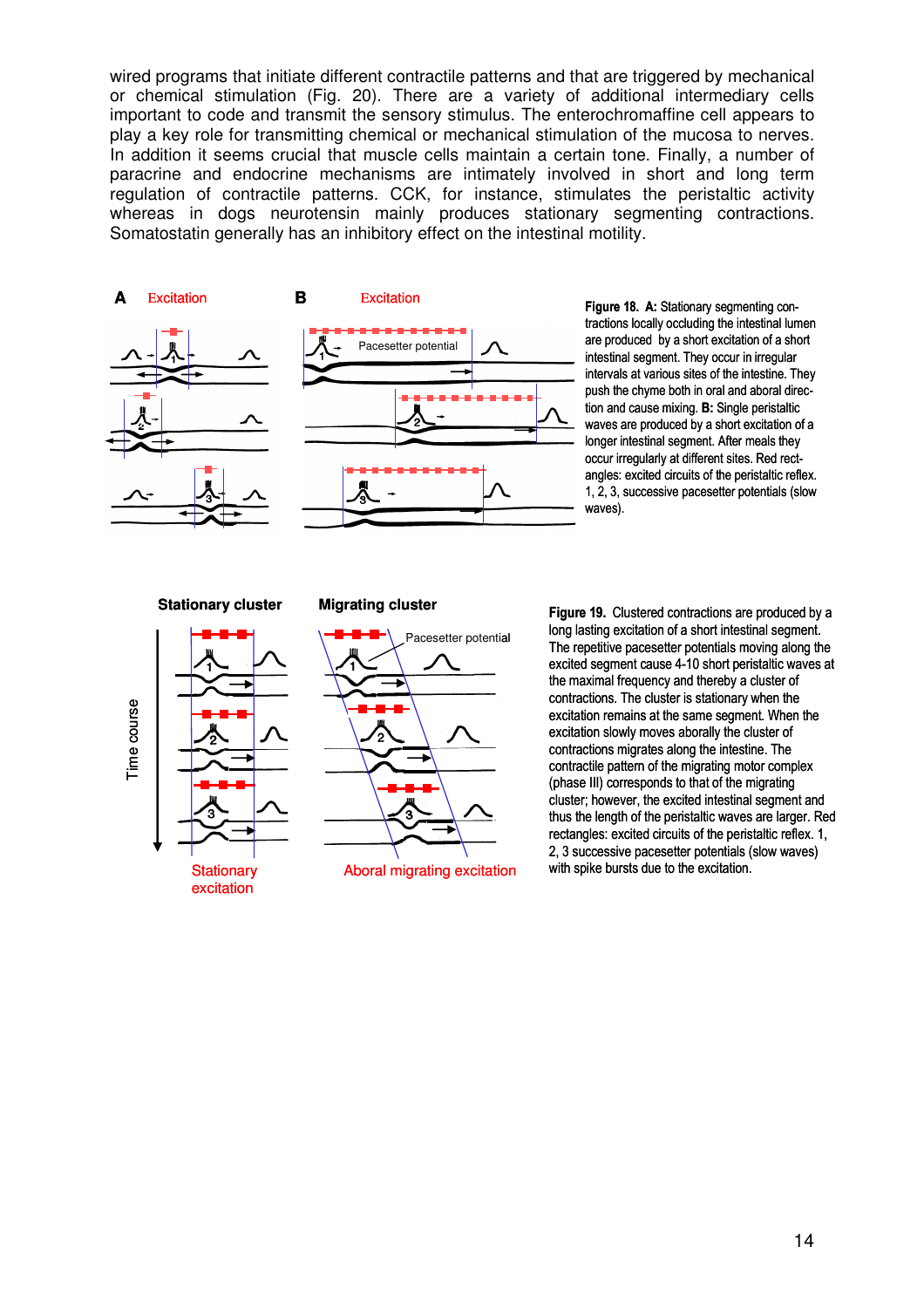wired programs that initiate different contractile patterns and that are triggered by mechanical or chemical stimulation (Fig. 20). There are a variety of additional intermediary cells important to code and transmit the sensory stimulus. The enterochromaffine cell appears to play a key role for transmitting chemical or mechanical stimulation of the mucosa to nerves. In addition it seems crucial that muscle cells maintain a certain tone. Finally, a number of paracrine and endocrine mechanisms are intimately involved in short and long term regulation of contractile patterns. CCK, for instance, stimulates the peristaltic activity whereas in dogs neurotensin mainly produces stationary segmenting contractions. Somatostatin generally has an inhibitory effect on the intestinal motility.

**Figure 18. A:** Stationary segmenting contractions locally occluding the intestinal lumen are produced by a short excitation of a short intestinal segment. They occur in irregular intervals at various sites of the intestine. They push the chyme both in oral and aboral direction and cause mixing. **B:** Single peristaltic waves are produced by a short excitation of a longer intestinal segment. After meals they occur irregularly at different sites. Red rectangles: excited circuits of the peristaltic reflex. 1, 2, 3, successive pacesetter potentials (slow waves).

**Figure 19.** Clustered contractions are produced by a long lasting excitation of a short intestinal segment. The repetitive pacesetter potentials moving along the excited segment cause 4-10 short peristaltic waves at the maximal frequency and thereby a cluster of contractions. The cluster is stationary when the excitation remains at the same segment. When the excitation slowly moves aborally the cluster of contractions migrates along the intestine. The contractile pattern of the migrating motor complex (phase III) corresponds to that of the migrating cluster; however, the excited intestinal segment and thus the length of the peristaltic waves are larger. Red rectangles: excited circuits of the peristaltic reflex. 1, 2, 3 successive pacesetter potentials (slow waves) with spike bursts due to the excitation.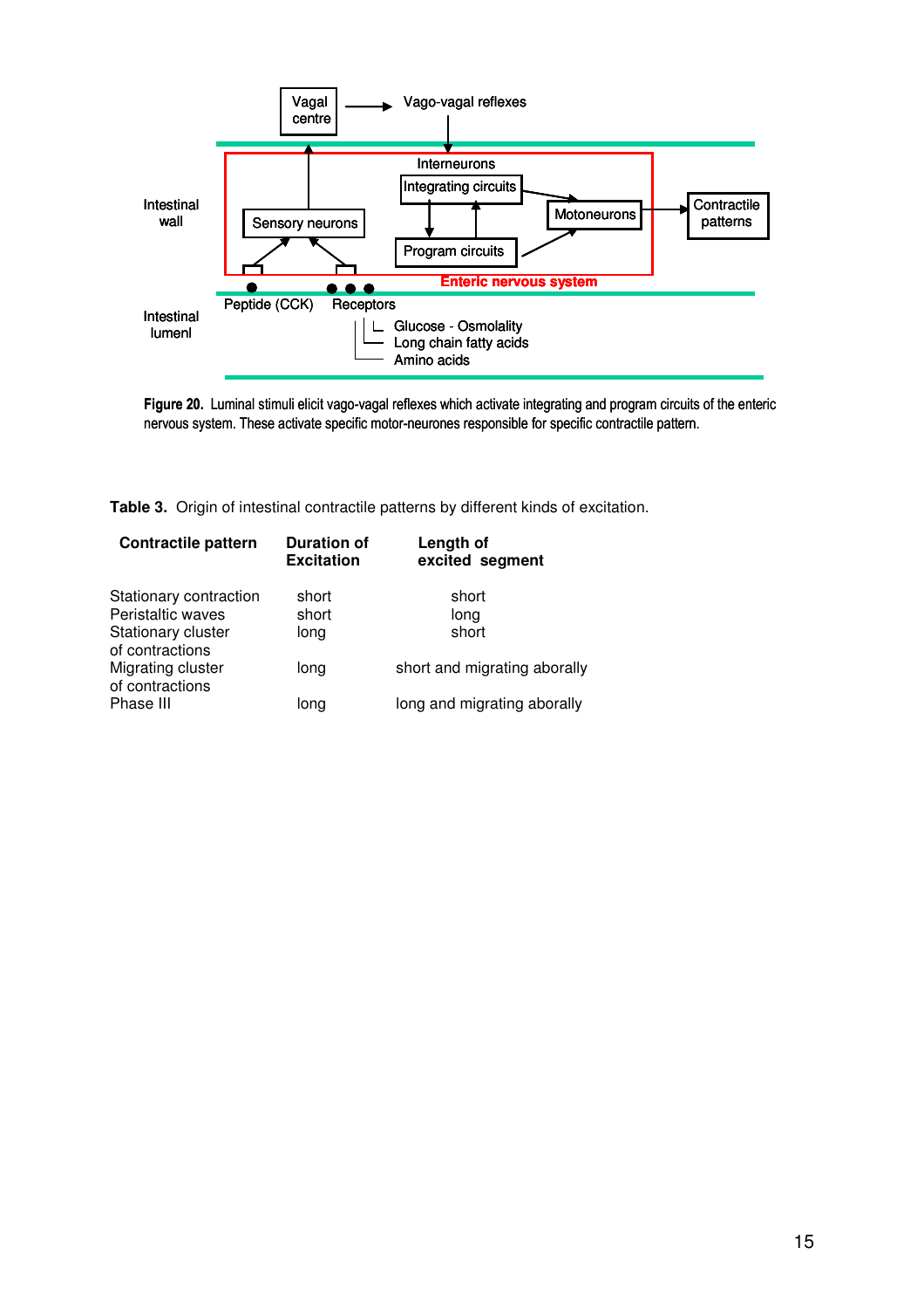Figure 20. Luminal stimuli elicit vago-vagal reflexes which activate integrating and program circuits of the enteric nervous system. These activate specific motor-neurones responsible for specific contractile pattern.

**Table 3.** Origin of intestinal contractile patterns by different kinds of excitation.

| Contractile pattern | Duration of Excitation | Length of excited segment |
|---|---|---|
| Stationary contraction | short | short |
| Peristaltic waves | short | long |
| Stationary cluster of contractions | long | short |
| Migrating cluster of contractions | long | short and migrating aborally |
| Phase III | long | long and migrating aborally |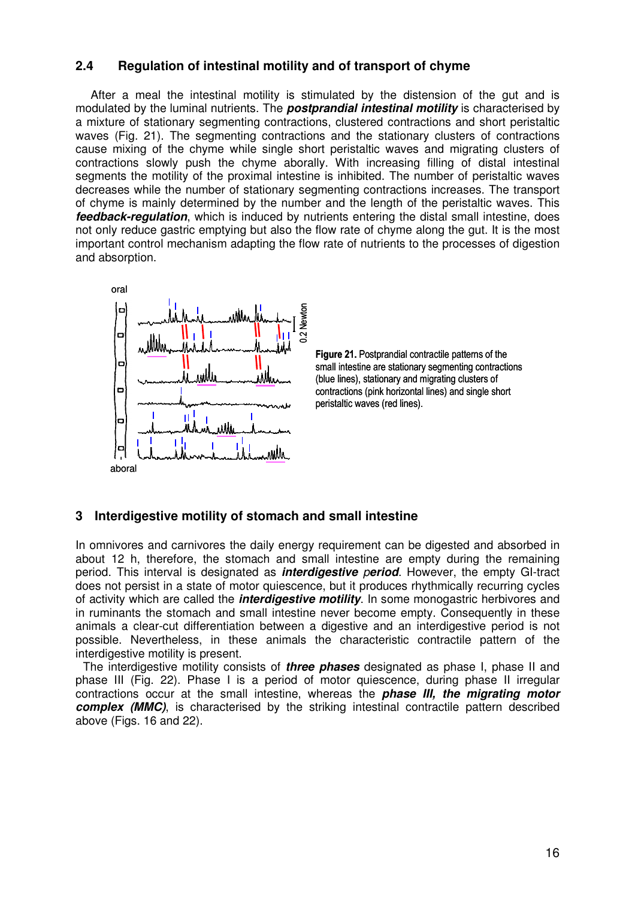## 2.4 Regulation of intestinal motility and of transport of chyme

After a meal the intestinal motility is stimulated by the distension of the gut and is modulated by the luminal nutrients. The ***postprandial intestinal motility*** is characterised by a mixture of stationary segmenting contractions, clustered contractions and short peristaltic waves (Fig. 21). The segmenting contractions and the stationary clusters of contractions cause mixing of the chyme while single short peristaltic waves and migrating clusters of contractions slowly push the chyme aborally. With increasing filling of distal intestinal segments the motility of the proximal intestine is inhibited. The number of peristaltic waves decreases while the number of stationary segmenting contractions increases. The transport of chyme is mainly determined by the number and the length of the peristaltic waves. This ***feedback-regulation***, which is induced by nutrients entering the distal small intestine, does not only reduce gastric emptying but also the flow rate of chyme along the gut. It is the most important control mechanism adapting the flow rate of nutrients to the processes of digestion and absorption.

**Figure 21.** Postprandial contractile patterns of the small intestine are stationary segmenting contractions (blue lines), stationary and migrating clusters of contractions (pink horizontal lines) and single short peristaltic waves (red lines).

# 3 Interdigestive motility of stomach and small intestine

In omnivores and carnivores the daily energy requirement can be digested and absorbed in about 12 h, therefore, the stomach and small intestine are empty during the remaining period. This interval is designated as ***interdigestive period***. However, the empty GI-tract does not persist in a state of motor quiescence, but it produces rhythmically recurring cycles of activity which are called the ***interdigestive motility***. In some monogastric herbivores and in ruminants the stomach and small intestine never become empty. Consequently in these animals a clear-cut differentiation between a digestive and an interdigestive period is not possible. Nevertheless, in these animals the characteristic contractile pattern of the interdigestive motility is present.

The interdigestive motility consists of ***three phases*** designated as phase I, phase II and phase III (Fig. 22). Phase I is a period of motor quiescence, during phase II irregular contractions occur at the small intestine, whereas the ***phase III, the migrating motor complex (MMC)***, is characterised by the striking intestinal contractile pattern described above (Figs. 16 and 22).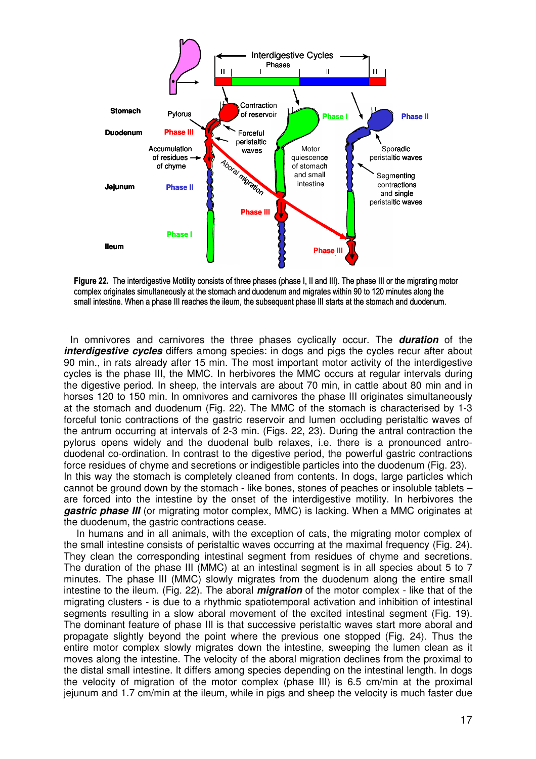**Figure 22.** The interdigestive Motility consists of three phases (phase I, II and III). The phase III or the migrating motor complex originates simultaneously at the stomach and duodenum and migrates within 90 to 120 minutes along the small intestine. When a phase III reaches the ileum, the subsequent phase III starts at the stomach and duodenum.

In omnivores and carnivores the three phases cyclically occur. The ***duration*** of the ***interdigestive cycles*** differs among species: in dogs and pigs the cycles recur after about 90 min., in rats already after 15 min. The most important motor activity of the interdigestive cycles is the phase III, the MMC. In herbivores the MMC occurs at regular intervals during the digestive period. In sheep, the intervals are about 70 min, in cattle about 80 min and in horses 120 to 150 min. In omnivores and carnivores the phase III originates simultaneously at the stomach and duodenum (Fig. 22). The MMC of the stomach is characterised by 1-3 forceful tonic contractions of the gastric reservoir and lumen occluding peristaltic waves of the antrum occurring at intervals of 2-3 min. (Figs. 22, 23). During the antral contraction the pylorus opens widely and the duodenal bulb relaxes, i.e. there is a pronounced antro-duodenal co-ordination. In contrast to the digestive period, the powerful gastric contractions force residues of chyme and secretions or indigestible particles into the duodenum (Fig. 23). In this way the stomach is completely cleaned from contents. In dogs, large particles which cannot be ground down by the stomach - like bones, stones of peaches or insoluble tablets – are forced into the intestine by the onset of the interdigestive motility. In herbivores the ***gastric phase III*** (or migrating motor complex, MMC) is lacking. When a MMC originates at the duodenum, the gastric contractions cease.

In humans and in all animals, with the exception of cats, the migrating motor complex of the small intestine consists of peristaltic waves occurring at the maximal frequency (Fig. 24). They clean the corresponding intestinal segment from residues of chyme and secretions. The duration of the phase III (MMC) at an intestinal segment is in all species about 5 to 7 minutes. The phase III (MMC) slowly migrates from the duodenum along the entire small intestine to the ileum. (Fig. 22). The aboral ***migration*** of the motor complex - like that of the migrating clusters - is due to a rhythmic spatiotemporal activation and inhibition of intestinal segments resulting in a slow aboral movement of the excited intestinal segment (Fig. 19). The dominant feature of phase III is that successive peristaltic waves start more aboral and propagate slightly beyond the point where the previous one stopped (Fig. 24). Thus the entire motor complex slowly migrates down the intestine, sweeping the lumen clean as it moves along the intestine. The velocity of the aboral migration declines from the proximal to the distal small intestine. It differs among species depending on the intestinal length. In dogs the velocity of migration of the motor complex (phase III) is 6.5 cm/min at the proximal jejunum and 1.7 cm/min at the ileum, while in pigs and sheep the velocity is much faster due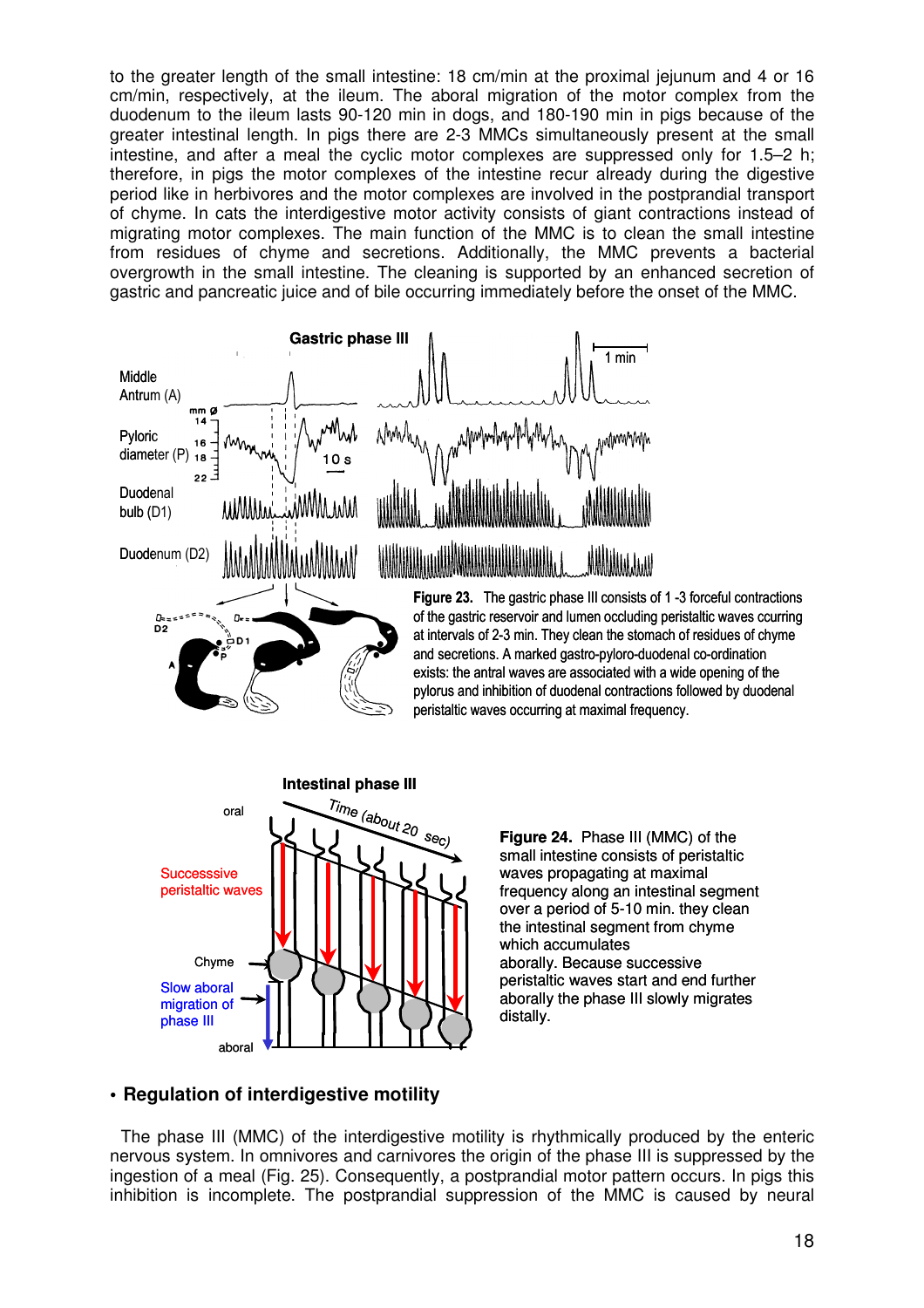to the greater length of the small intestine: 18 cm/min at the proximal jejunum and 4 or 16 cm/min, respectively, at the ileum. The aboral migration of the motor complex from the duodenum to the ileum lasts 90-120 min in dogs, and 180-190 min in pigs because of the greater intestinal length. In pigs there are 2-3 MMCs simultaneously present at the small intestine, and after a meal the cyclic motor complexes are suppressed only for 1.5–2 h; therefore, in pigs the motor complexes of the intestine recur already during the digestive period like in herbivores and the motor complexes are involved in the postprandial transport of chyme. In cats the interdigestive motor activity consists of giant contractions instead of migrating motor complexes. The main function of the MMC is to clean the small intestine from residues of chyme and secretions. Additionally, the MMC prevents a bacterial overgrowth in the small intestine. The cleaning is supported by an enhanced secretion of gastric and pancreatic juice and of bile occurring immediately before the onset of the MMC.

**Figure 23.** The gastric phase III consists of 1 -3 forceful contractions of the gastric reservoir and lumen occluding peristaltic waves ccurring at intervals of 2-3 min. They clean the stomach of residues of chyme and secretions. A marked gastro-pyloro-duodenal co-ordination exists: the antral waves are associated with a wide opening of the pylorus and inhibition of duodenal contractions followed by duodenal peristaltic waves occurring at maximal frequency.

**Figure 24.** Phase III (MMC) of the small intestine consists of peristaltic waves propagating at maximal frequency along an intestinal segment over a period of 5-10 min. they clean the intestinal segment from chyme which accumulates aborally. Because successive peristaltic waves start and end further aborally the phase III slowly migrates distally.

- **Regulation of interdigestive motility**

The phase III (MMC) of the interdigestive motility is rhythmically produced by the enteric nervous system. In omnivores and carnivores the origin of the phase III is suppressed by the ingestion of a meal (Fig. 25). Consequently, a postprandial motor pattern occurs. In pigs this inhibition is incomplete. The postprandial suppression of the MMC is caused by neural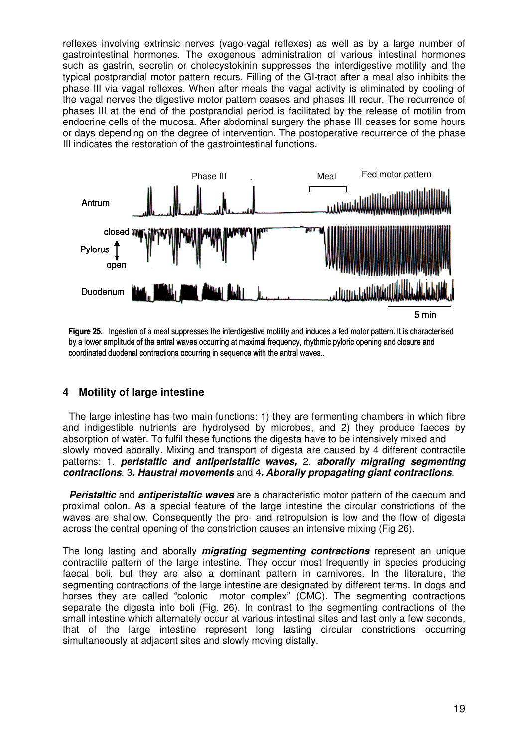reflexes involving extrinsic nerves (vago-vagal reflexes) as well as by a large number of gastrointestinal hormones. The exogenous administration of various intestinal hormones such as gastrin, secretin or cholecystokinin suppresses the interdigestive motility and the typical postprandial motor pattern recurs. Filling of the GI-tract after a meal also inhibits the phase III via vagal reflexes. When after meals the vagal activity is eliminated by cooling of the vagal nerves the digestive motor pattern ceases and phases III recur. The recurrence of phases III at the end of the postprandial period is facilitated by the release of motilin from endocrine cells of the mucosa. After abdominal surgery the phase III ceases for some hours or days depending on the degree of intervention. The postoperative recurrence of the phase III indicates the restoration of the gastrointestinal functions.

**Figure 25.** Ingestion of a meal suppresses the interdigestive motility and induces a fed motor pattern. It is characterised by a lower amplitude of the antral waves occurring at maximal frequency, rhythmic pyloric opening and closure and coordinated duodenal contractions occurring in sequence with the antral waves..

## 4 Motility of large intestine

The large intestine has two main functions: 1) they are fermenting chambers in which fibre and indigestible nutrients are hydrolysed by microbes, and 2) they produce faeces by absorption of water. To fulfil these functions the digesta have to be intensively mixed and slowly moved aborally. Mixing and transport of digesta are caused by 4 different contractile patterns: 1. ***peristaltic and antiperistaltic waves,*** 2. ***aborally migrating segmenting contractions***, 3***. Haustral movements*** and 4***. Aborally propagating giant contractions***.

***Peristaltic*** and ***antiperistaltic waves*** are a characteristic motor pattern of the caecum and proximal colon. As a special feature of the large intestine the circular constrictions of the waves are shallow. Consequently the pro- and retropulsion is low and the flow of digesta across the central opening of the constriction causes an intensive mixing (Fig 26).

The long lasting and aborally ***migrating segmenting contractions*** represent an unique contractile pattern of the large intestine. They occur most frequently in species producing faecal boli, but they are also a dominant pattern in carnivores. In the literature, the segmenting contractions of the large intestine are designated by different terms. In dogs and horses they are called "colonic motor complex" (CMC). The segmenting contractions separate the digesta into boli (Fig. 26). In contrast to the segmenting contractions of the small intestine which alternately occur at various intestinal sites and last only a few seconds, that of the large intestine represent long lasting circular constrictions occurring simultaneously at adjacent sites and slowly moving distally.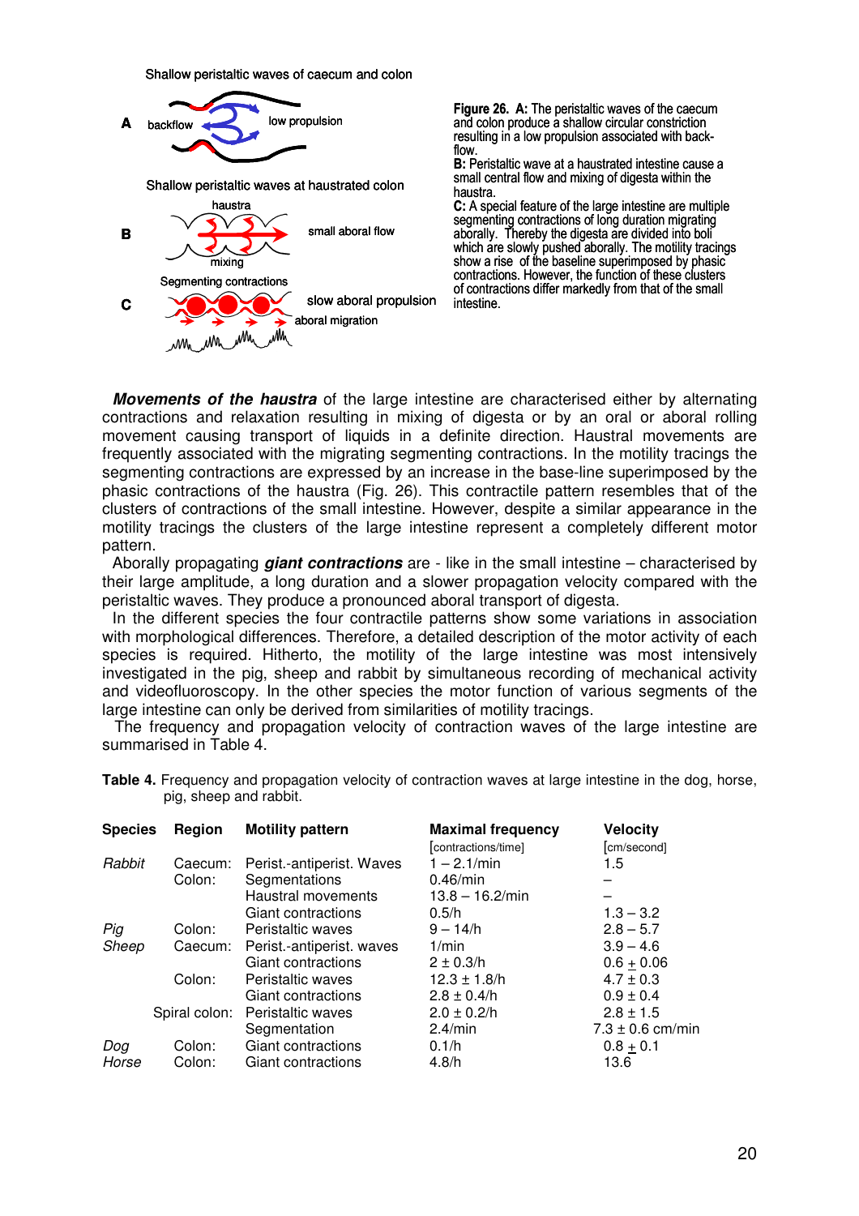Shallow peristaltic waves of caecum and colon

A backflow low propulsion

Shallow peristaltic waves at haustrated colon

haustra

B small aboral flow

mixing

Segmenting contractions

C slow aboral propulsion

aboral migration

**Figure 26. A:** The peristaltic waves of the caecum and colon produce a shallow circular constriction resulting in a low propulsion associated with back-flow.
**B:** Peristaltic wave at a haustrated intestine cause a small central flow and mixing of digesta within the haustra.
**C:** A special feature of the large intestine are multiple segmenting contractions of long duration migrating aborally. Thereby the digesta are divided into boli which are slowly pushed aborally. The motility tracings show a rise of the baseline superimposed by phasic contractions. However, the function of these clusters of contractions differ markedly from that of the small intestine.

***Movements of the haustra*** of the large intestine are characterised either by alternating contractions and relaxation resulting in mixing of digesta or by an oral or aboral rolling movement causing transport of liquids in a definite direction. Haustral movements are frequently associated with the migrating segmenting contractions. In the motility tracings the segmenting contractions are expressed by an increase in the base-line superimposed by the phasic contractions of the haustra (Fig. 26). This contractile pattern resembles that of the clusters of contractions of the small intestine. However, despite a similar appearance in the motility tracings the clusters of the large intestine represent a completely different motor pattern.

Aborally propagating ***giant contractions*** are - like in the small intestine – characterised by their large amplitude, a long duration and a slower propagation velocity compared with the peristaltic waves. They produce a pronounced aboral transport of digesta.

In the different species the four contractile patterns show some variations in association with morphological differences. Therefore, a detailed description of the motor activity of each species is required. Hitherto, the motility of the large intestine was most intensively investigated in the pig, sheep and rabbit by simultaneous recording of mechanical activity and videofluoroscopy. In the other species the motor function of various segments of the large intestine can only be derived from similarities of motility tracings.

The frequency and propagation velocity of contraction waves of the large intestine are summarised in Table 4.

**Table 4.** Frequency and propagation velocity of contraction waves at large intestine in the dog, horse, pig, sheep and rabbit.

| Species | Region | Motility pattern | Maximal frequency [contractions/time] | Velocity [cm/second] |
|---|---|---|---|---|
| *Rabbit* | Caecum: | Perist.-antiperist. Waves | 1 – 2.1/min | 1.5 |
| | Colon: | Segmentations | 0.46/min | – |
| | | Haustral movements | 13.8 – 16.2/min | – |
| | | Giant contractions | 0.5/h | 1.3 – 3.2 |
| *Pig* | Colon: | Peristaltic waves | 9 – 14/h | 2.8 – 5.7 |
| *Sheep* | Caecum: | Perist.-antiperist. waves | 1/min | 3.9 – 4.6 |
| | | Giant contractions | 2 ± 0.3/h | 0.6 ± 0.06 |
| | Colon: | Peristaltic waves | 12.3 ± 1.8/h | 4.7 ± 0.3 |
| | | Giant contractions | 2.8 ± 0.4/h | 0.9 ± 0.4 |
| | Spiral colon: | Peristaltic waves | 2.0 ± 0.2/h | 2.8 ± 1.5 |
| | | Segmentation | 2.4/min | 7.3 ± 0.6 cm/min |
| *Dog* | Colon: | Giant contractions | 0.1/h | 0.8 ± 0.1 |
| *Horse* | Colon: | Giant contractions | 4.8/h | 13.6 |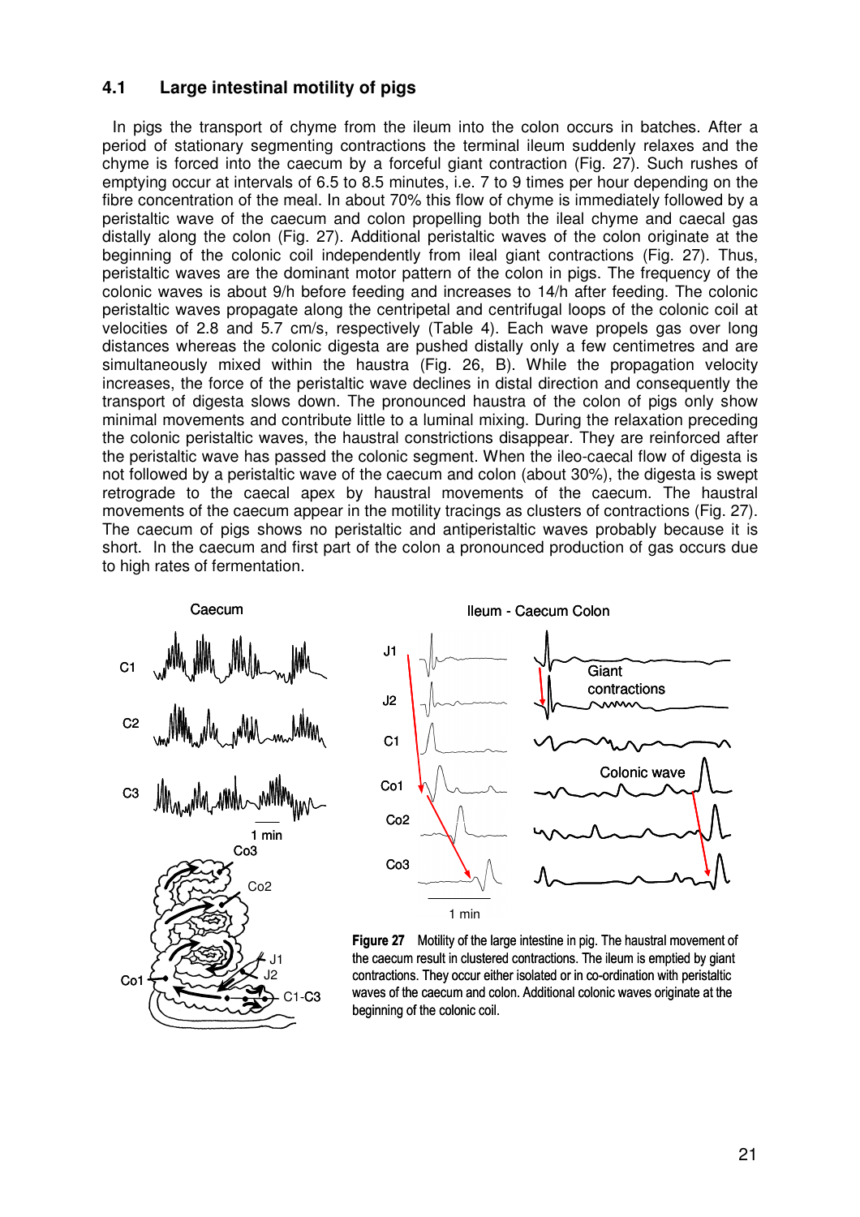### 4.1 Large intestinal motility of pigs

In pigs the transport of chyme from the ileum into the colon occurs in batches. After a period of stationary segmenting contractions the terminal ileum suddenly relaxes and the chyme is forced into the caecum by a forceful giant contraction (Fig. 27). Such rushes of emptying occur at intervals of 6.5 to 8.5 minutes, i.e. 7 to 9 times per hour depending on the fibre concentration of the meal. In about 70% this flow of chyme is immediately followed by a peristaltic wave of the caecum and colon propelling both the ileal chyme and caecal gas distally along the colon (Fig. 27). Additional peristaltic waves of the colon originate at the beginning of the colonic coil independently from ileal giant contractions (Fig. 27). Thus, peristaltic waves are the dominant motor pattern of the colon in pigs. The frequency of the colonic waves is about 9/h before feeding and increases to 14/h after feeding. The colonic peristaltic waves propagate along the centripetal and centrifugal loops of the colonic coil at velocities of 2.8 and 5.7 cm/s, respectively (Table 4). Each wave propels gas over long distances whereas the colonic digesta are pushed distally only a few centimetres and are simultaneously mixed within the haustra (Fig. 26, B). While the propagation velocity increases, the force of the peristaltic wave declines in distal direction and consequently the transport of digesta slows down. The pronounced haustra of the colon of pigs only show minimal movements and contribute little to a luminal mixing. During the relaxation preceding the colonic peristaltic waves, the haustral constrictions disappear. They are reinforced after the peristaltic wave has passed the colonic segment. When the ileo-caecal flow of digesta is not followed by a peristaltic wave of the caecum and colon (about 30%), the digesta is swept retrograde to the caecal apex by haustral movements of the caecum. The haustral movements of the caecum appear in the motility tracings as clusters of contractions (Fig. 27). The caecum of pigs shows no peristaltic and antiperistaltic waves probably because it is short. In the caecum and first part of the colon a pronounced production of gas occurs due to high rates of fermentation.

**Figure 27** Motility of the large intestine in pig. The haustral movement of the caecum result in clustered contractions. The ileum is emptied by giant contractions. They occur either isolated or in co-ordination with peristaltic waves of the caecum and colon. Additional colonic waves originate at the beginning of the colonic coil.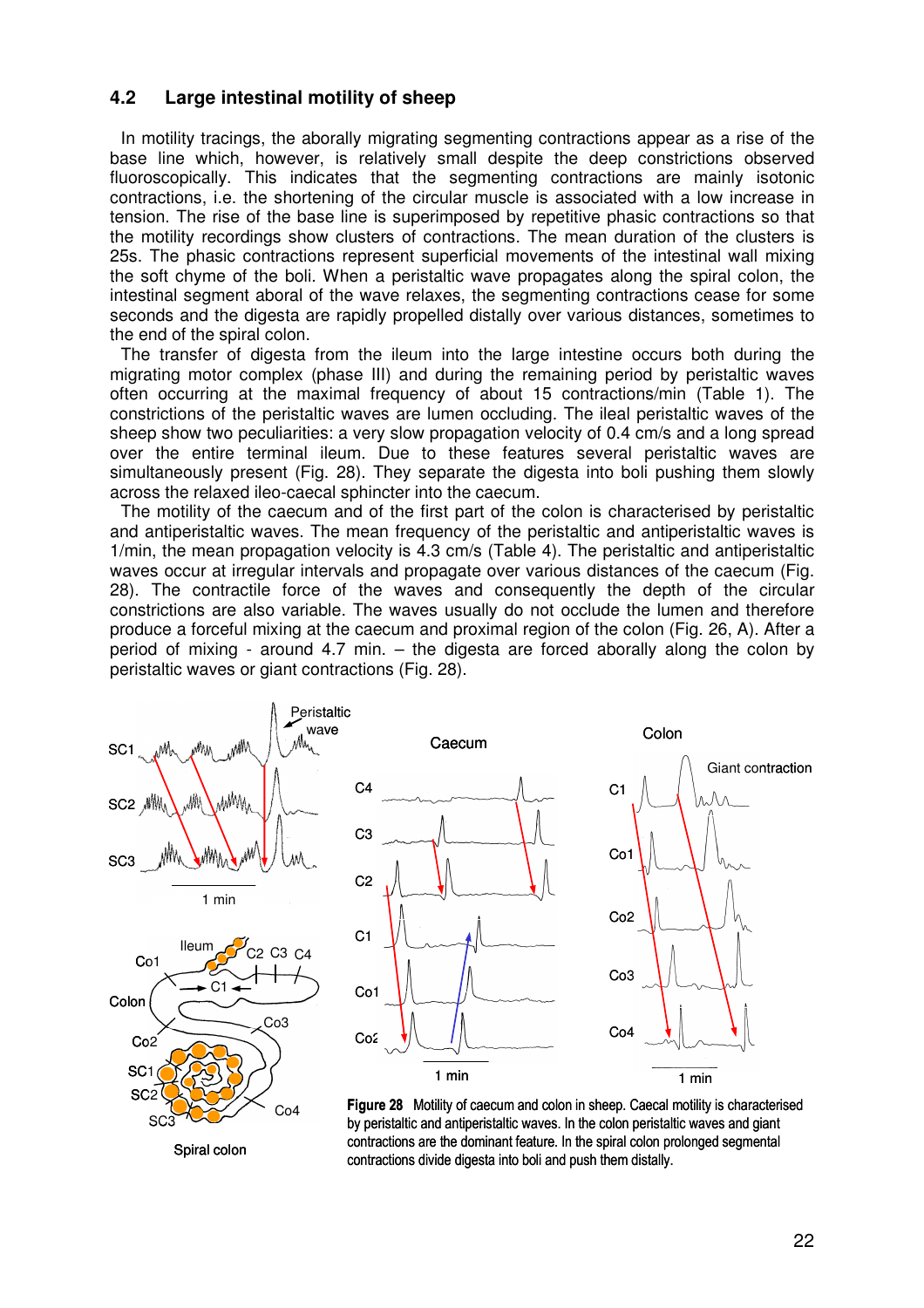## 4.2 Large intestinal motility of sheep

In motility tracings, the aborally migrating segmenting contractions appear as a rise of the base line which, however, is relatively small despite the deep constrictions observed fluoroscopically. This indicates that the segmenting contractions are mainly isotonic contractions, i.e. the shortening of the circular muscle is associated with a low increase in tension. The rise of the base line is superimposed by repetitive phasic contractions so that the motility recordings show clusters of contractions. The mean duration of the clusters is 25s. The phasic contractions represent superficial movements of the intestinal wall mixing the soft chyme of the boli. When a peristaltic wave propagates along the spiral colon, the intestinal segment aboral of the wave relaxes, the segmenting contractions cease for some seconds and the digesta are rapidly propelled distally over various distances, sometimes to the end of the spiral colon.

The transfer of digesta from the ileum into the large intestine occurs both during the migrating motor complex (phase III) and during the remaining period by peristaltic waves often occurring at the maximal frequency of about 15 contractions/min (Table 1). The constrictions of the peristaltic waves are lumen occluding. The ileal peristaltic waves of the sheep show two peculiarities: a very slow propagation velocity of 0.4 cm/s and a long spread over the entire terminal ileum. Due to these features several peristaltic waves are simultaneously present (Fig. 28). They separate the digesta into boli pushing them slowly across the relaxed ileo-caecal sphincter into the caecum.

The motility of the caecum and of the first part of the colon is characterised by peristaltic and antiperistaltic waves. The mean frequency of the peristaltic and antiperistaltic waves is 1/min, the mean propagation velocity is 4.3 cm/s (Table 4). The peristaltic and antiperistaltic waves occur at irregular intervals and propagate over various distances of the caecum (Fig. 28). The contractile force of the waves and consequently the depth of the circular constrictions are also variable. The waves usually do not occlude the lumen and therefore produce a forceful mixing at the caecum and proximal region of the colon (Fig. 26, A). After a period of mixing - around 4.7 min. – the digesta are forced aborally along the colon by peristaltic waves or giant contractions (Fig. 28).

**Figure 28** Motility of caecum and colon in sheep. Caecal motility is characterised by peristaltic and antiperistaltic waves. In the colon peristaltic waves and giant contractions are the dominant feature. In the spiral colon prolonged segmental contractions divide digesta into boli and push them distally.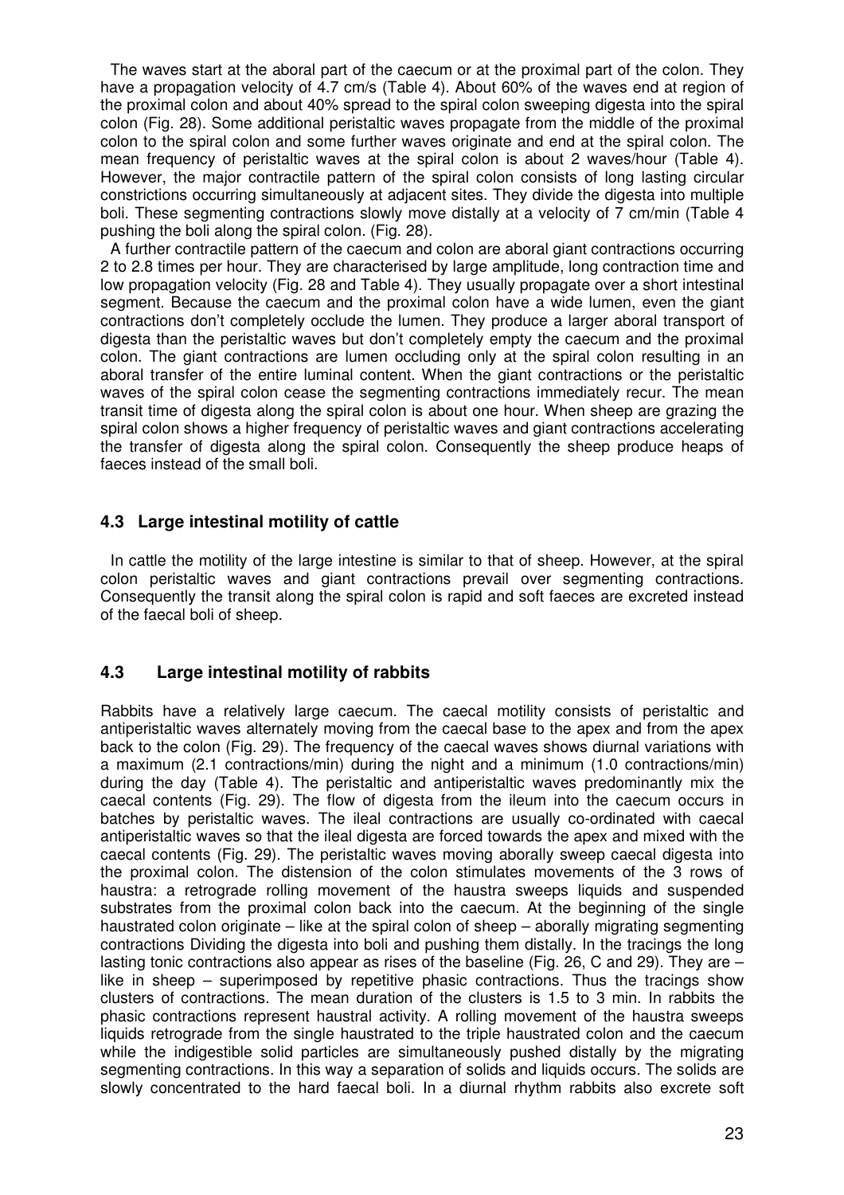The waves start at the aboral part of the caecum or at the proximal part of the colon. They have a propagation velocity of 4.7 cm/s (Table 4). About 60% of the waves end at region of the proximal colon and about 40% spread to the spiral colon sweeping digesta into the spiral colon (Fig. 28). Some additional peristaltic waves propagate from the middle of the proximal colon to the spiral colon and some further waves originate and end at the spiral colon. The mean frequency of peristaltic waves at the spiral colon is about 2 waves/hour (Table 4). However, the major contractile pattern of the spiral colon consists of long lasting circular constrictions occurring simultaneously at adjacent sites. They divide the digesta into multiple boli. These segmenting contractions slowly move distally at a velocity of 7 cm/min (Table 4 pushing the boli along the spiral colon. (Fig. 28).

A further contractile pattern of the caecum and colon are aboral giant contractions occurring 2 to 2.8 times per hour. They are characterised by large amplitude, long contraction time and low propagation velocity (Fig. 28 and Table 4). They usually propagate over a short intestinal segment. Because the caecum and the proximal colon have a wide lumen, even the giant contractions don't completely occlude the lumen. They produce a larger aboral transport of digesta than the peristaltic waves but don't completely empty the caecum and the proximal colon. The giant contractions are lumen occluding only at the spiral colon resulting in an aboral transfer of the entire luminal content. When the giant contractions or the peristaltic waves of the spiral colon cease the segmenting contractions immediately recur. The mean transit time of digesta along the spiral colon is about one hour. When sheep are grazing the spiral colon shows a higher frequency of peristaltic waves and giant contractions accelerating the transfer of digesta along the spiral colon. Consequently the sheep produce heaps of faeces instead of the small boli.

## 4.3 Large intestinal motility of cattle

In cattle the motility of the large intestine is similar to that of sheep. However, at the spiral colon peristaltic waves and giant contractions prevail over segmenting contractions. Consequently the transit along the spiral colon is rapid and soft faeces are excreted instead of the faecal boli of sheep.

## 4.3 Large intestinal motility of rabbits

Rabbits have a relatively large caecum. The caecal motility consists of peristaltic and antiperistaltic waves alternately moving from the caecal base to the apex and from the apex back to the colon (Fig. 29). The frequency of the caecal waves shows diurnal variations with a maximum (2.1 contractions/min) during the night and a minimum (1.0 contractions/min) during the day (Table 4). The peristaltic and antiperistaltic waves predominantly mix the caecal contents (Fig. 29). The flow of digesta from the ileum into the caecum occurs in batches by peristaltic waves. The ileal contractions are usually co-ordinated with caecal antiperistaltic waves so that the ileal digesta are forced towards the apex and mixed with the caecal contents (Fig. 29). The peristaltic waves moving aborally sweep caecal digesta into the proximal colon. The distension of the colon stimulates movements of the 3 rows of haustra: a retrograde rolling movement of the haustra sweeps liquids and suspended substrates from the proximal colon back into the caecum. At the beginning of the single haustrated colon originate – like at the spiral colon of sheep – aborally migrating segmenting contractions Dividing the digesta into boli and pushing them distally. In the tracings the long lasting tonic contractions also appear as rises of the baseline (Fig. 26, C and 29). They are – like in sheep – superimposed by repetitive phasic contractions. Thus the tracings show clusters of contractions. The mean duration of the clusters is 1.5 to 3 min. In rabbits the phasic contractions represent haustral activity. A rolling movement of the haustra sweeps liquids retrograde from the single haustrated to the triple haustrated colon and the caecum while the indigestible solid particles are simultaneously pushed distally by the migrating segmenting contractions. In this way a separation of solids and liquids occurs. The solids are slowly concentrated to the hard faecal boli. In a diurnal rhythm rabbits also excrete soft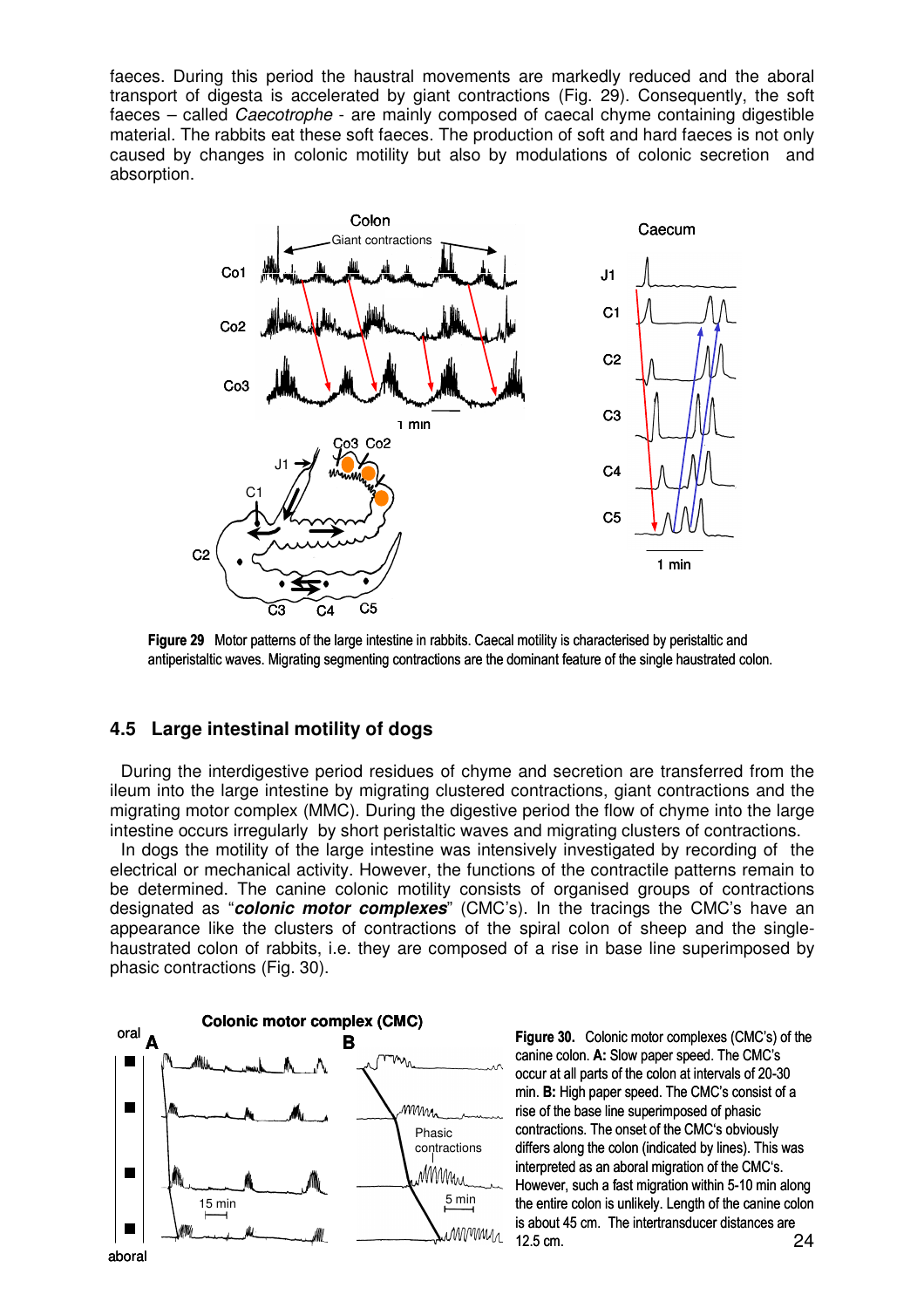faeces. During this period the haustral movements are markedly reduced and the aboral transport of digesta is accelerated by giant contractions (Fig. 29). Consequently, the soft faeces – called *Caecotrophe* - are mainly composed of caecal chyme containing digestible material. The rabbits eat these soft faeces. The production of soft and hard faeces is not only caused by changes in colonic motility but also by modulations of colonic secretion and absorption.

**Figure 29** Motor patterns of the large intestine in rabbits. Caecal motility is characterised by peristaltic and antiperistaltic waves. Migrating segmenting contractions are the dominant feature of the single haustrated colon.

## 4.5 Large intestinal motility of dogs

During the interdigestive period residues of chyme and secretion are transferred from the ileum into the large intestine by migrating clustered contractions, giant contractions and the migrating motor complex (MMC). During the digestive period the flow of chyme into the large intestine occurs irregularly by short peristaltic waves and migrating clusters of contractions.

In dogs the motility of the large intestine was intensively investigated by recording of the electrical or mechanical activity. However, the functions of the contractile patterns remain to be determined. The canine colonic motility consists of organised groups of contractions designated as "***colonic motor complexes***" (CMC's). In the tracings the CMC's have an appearance like the clusters of contractions of the spiral colon of sheep and the single-haustrated colon of rabbits, i.e. they are composed of a rise in base line superimposed by phasic contractions (Fig. 30).

**Figure 30.** Colonic motor complexes (CMC's) of the canine colon. **A:** Slow paper speed. The CMC's occur at all parts of the colon at intervals of 20-30 min. **B:** High paper speed. The CMC's consist of a rise of the base line superimposed of phasic contractions. The onset of the CMC's obviously differs along the colon (indicated by lines). This was interpreted as an aboral migration of the CMC's. However, such a fast migration within 5-10 min along the entire colon is unlikely. Length of the canine colon is about 45 cm. The intertransducer distances are 12.5 cm.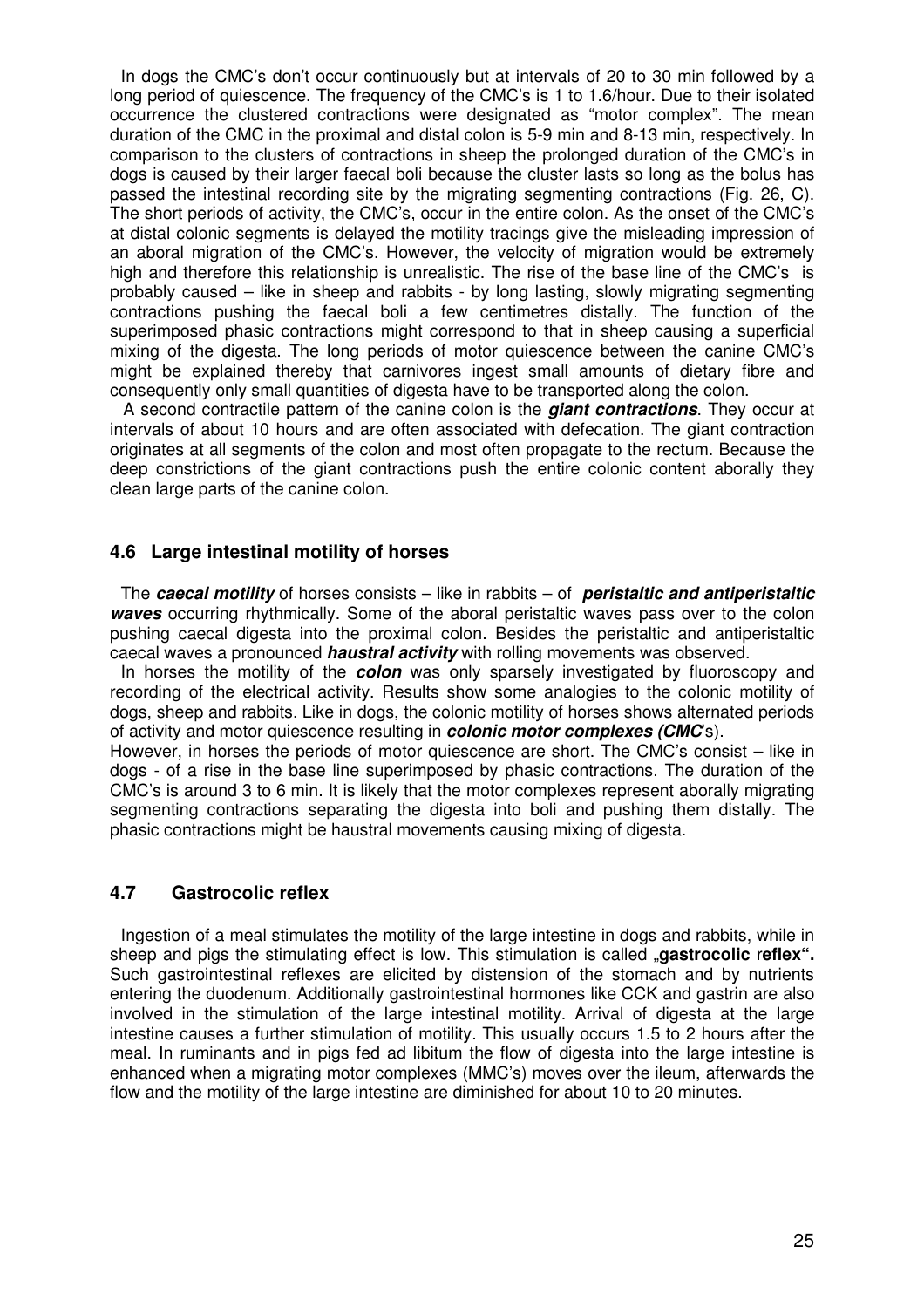In dogs the CMC's don't occur continuously but at intervals of 20 to 30 min followed by a long period of quiescence. The frequency of the CMC's is 1 to 1.6/hour. Due to their isolated occurrence the clustered contractions were designated as "motor complex". The mean duration of the CMC in the proximal and distal colon is 5-9 min and 8-13 min, respectively. In comparison to the clusters of contractions in sheep the prolonged duration of the CMC's in dogs is caused by their larger faecal boli because the cluster lasts so long as the bolus has passed the intestinal recording site by the migrating segmenting contractions (Fig. 26, C). The short periods of activity, the CMC's, occur in the entire colon. As the onset of the CMC's at distal colonic segments is delayed the motility tracings give the misleading impression of an aboral migration of the CMC's. However, the velocity of migration would be extremely high and therefore this relationship is unrealistic. The rise of the base line of the CMC's is probably caused – like in sheep and rabbits - by long lasting, slowly migrating segmenting contractions pushing the faecal boli a few centimetres distally. The function of the superimposed phasic contractions might correspond to that in sheep causing a superficial mixing of the digesta. The long periods of motor quiescence between the canine CMC's might be explained thereby that carnivores ingest small amounts of dietary fibre and consequently only small quantities of digesta have to be transported along the colon.

A second contractile pattern of the canine colon is the ***giant contractions***. They occur at intervals of about 10 hours and are often associated with defecation. The giant contraction originates at all segments of the colon and most often propagate to the rectum. Because the deep constrictions of the giant contractions push the entire colonic content aborally they clean large parts of the canine colon.

## 4.6 Large intestinal motility of horses

The ***caecal motility*** of horses consists – like in rabbits – of ***peristaltic and antiperistaltic waves*** occurring rhythmically. Some of the aboral peristaltic waves pass over to the colon pushing caecal digesta into the proximal colon. Besides the peristaltic and antiperistaltic caecal waves a pronounced ***haustral activity*** with rolling movements was observed.

In horses the motility of the ***colon*** was only sparsely investigated by fluoroscopy and recording of the electrical activity. Results show some analogies to the colonic motility of dogs, sheep and rabbits. Like in dogs, the colonic motility of horses shows alternated periods of activity and motor quiescence resulting in ***colonic motor complexes (CMC's)***.

However, in horses the periods of motor quiescence are short. The CMC's consist – like in dogs - of a rise in the base line superimposed by phasic contractions. The duration of the CMC's is around 3 to 6 min. It is likely that the motor complexes represent aborally migrating segmenting contractions separating the digesta into boli and pushing them distally. The phasic contractions might be haustral movements causing mixing of digesta.

## 4.7 Gastrocolic reflex

Ingestion of a meal stimulates the motility of the large intestine in dogs and rabbits, while in sheep and pigs the stimulating effect is low. This stimulation is called **„gastrocolic reflex".** Such gastrointestinal reflexes are elicited by distension of the stomach and by nutrients entering the duodenum. Additionally gastrointestinal hormones like CCK and gastrin are also involved in the stimulation of the large intestinal motility. Arrival of digesta at the large intestine causes a further stimulation of motility. This usually occurs 1.5 to 2 hours after the meal. In ruminants and in pigs fed ad libitum the flow of digesta into the large intestine is enhanced when a migrating motor complexes (MMC's) moves over the ileum, afterwards the flow and the motility of the large intestine are diminished for about 10 to 20 minutes.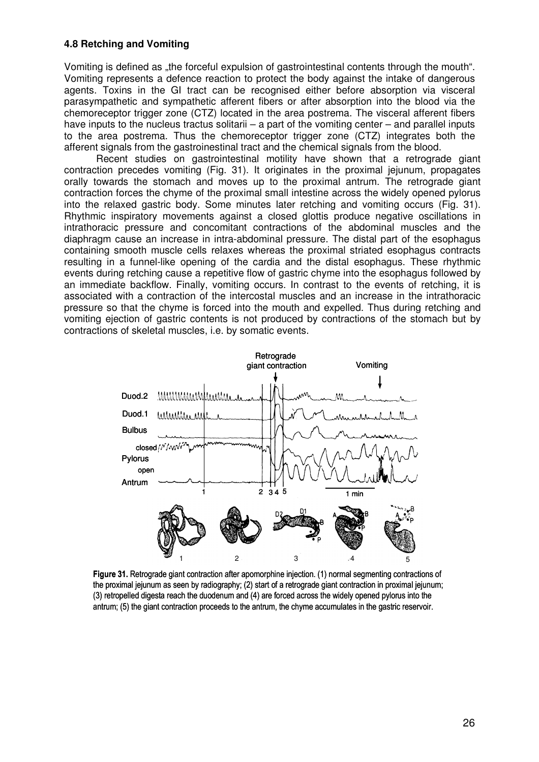### 4.8 Retching and Vomiting

Vomiting is defined as „the forceful expulsion of gastrointestinal contents through the mouth". Vomiting represents a defence reaction to protect the body against the intake of dangerous agents. Toxins in the GI tract can be recognised either before absorption via visceral parasympathetic and sympathetic afferent fibers or after absorption into the blood via the chemoreceptor trigger zone (CTZ) located in the area postrema. The visceral afferent fibers have inputs to the nucleus tractus solitarii – a part of the vomiting center – and parallel inputs to the area postrema. Thus the chemoreceptor trigger zone (CTZ) integrates both the afferent signals from the gastroinestinal tract and the chemical signals from the blood.

Recent studies on gastrointestinal motility have shown that a retrograde giant contraction precedes vomiting (Fig. 31). It originates in the proximal jejunum, propagates orally towards the stomach and moves up to the proximal antrum. The retrograde giant contraction forces the chyme of the proximal small intestine across the widely opened pylorus into the relaxed gastric body. Some minutes later retching and vomiting occurs (Fig. 31). Rhythmic inspiratory movements against a closed glottis produce negative oscillations in intrathoracic pressure and concomitant contractions of the abdominal muscles and the diaphragm cause an increase in intra-abdominal pressure. The distal part of the esophagus containing smooth muscle cells relaxes whereas the proximal striated esophagus contracts resulting in a funnel-like opening of the cardia and the distal esophagus. These rhythmic events during retching cause a repetitive flow of gastric chyme into the esophagus followed by an immediate backflow. Finally, vomiting occurs. In contrast to the events of retching, it is associated with a contraction of the intercostal muscles and an increase in the intrathoracic pressure so that the chyme is forced into the mouth and expelled. Thus during retching and vomiting ejection of gastric contents is not produced by contractions of the stomach but by contractions of skeletal muscles, i.e. by somatic events.

Retrograde giant contraction
Vomiting
Duod.2
Duod.1
Bulbus
closed
Pylorus
open
Antrum
1
2 3 4 5
1 min
1 2 3 4 5

**Figure 31.** Retrograde giant contraction after apomorphine injection. (1) normal segmenting contractions of the proximal jejunum as seen by radiography; (2) start of a retrograde giant contraction in proximal jejunum; (3) retropelled digesta reach the duodenum and (4) are forced across the widely opened pylorus into the antrum; (5) the giant contraction proceeds to the antrum, the chyme accumulates in the gastric reservoir.